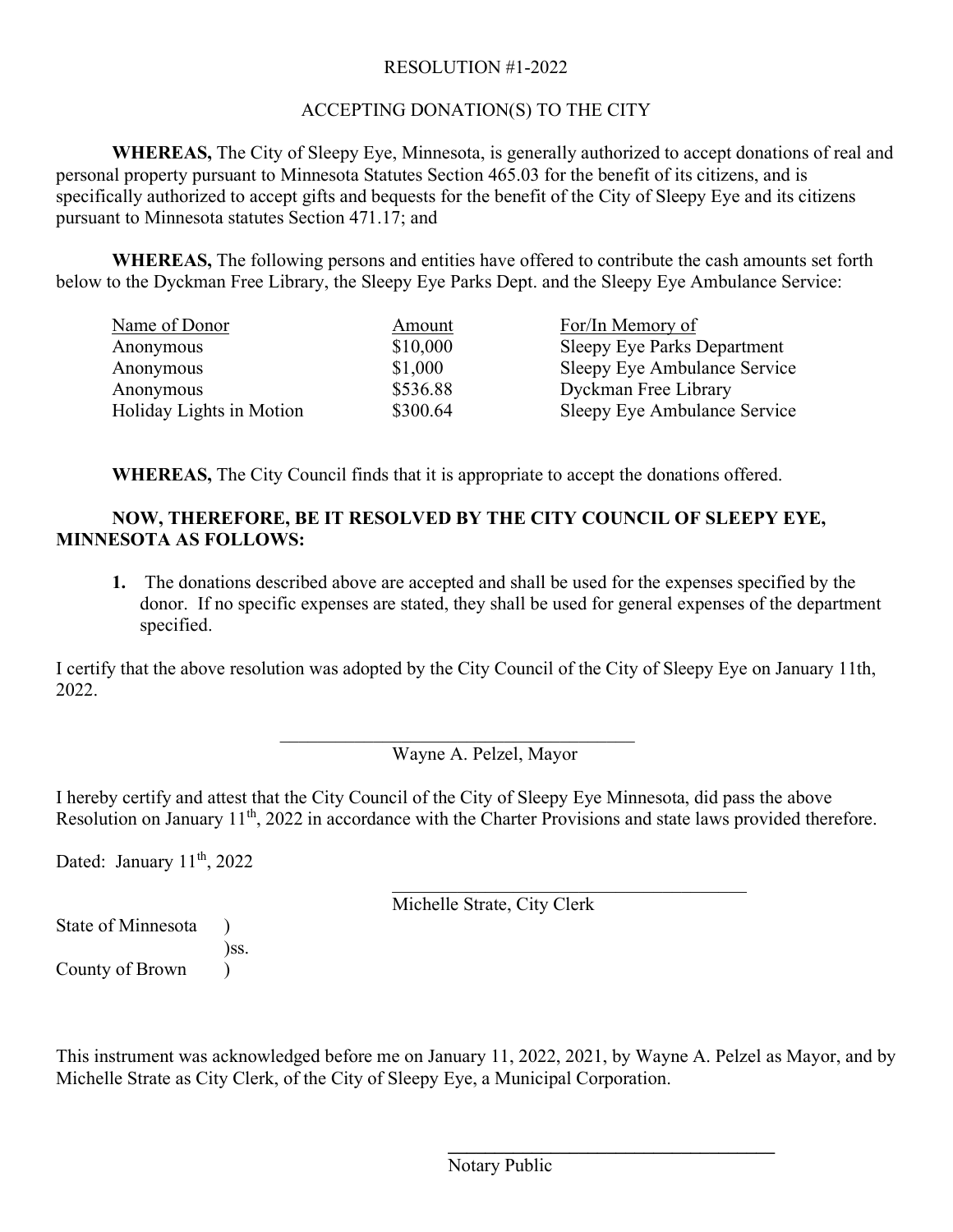RESOLUTION #1-2022

ACCEPTING DONATION(S) TO THE CITY

**WHEREAS,** The City of Sleepy Eye, Minnesota, is generally authorized to accept donations of real and personal property pursuant to Minnesota Statutes Section 465.03 for the benefit of its citizens, and is specifically authorized to accept gifts and bequests for the benefit of the City of Sleepy Eye and its citizens pursuant to Minnesota statutes Section 471.17; and

**WHEREAS,** The following persons and entities have offered to contribute the cash amounts set forth below to the Dyckman Free Library, the Sleepy Eye Parks Dept. and the Sleepy Eye Ambulance Service:

| Name of Donor | Amount | For/In Memory of |
| --- | --- | --- |
| Anonymous | $10,000 | Sleepy Eye Parks Department |
| Anonymous | $1,000 | Sleepy Eye Ambulance Service |
| Anonymous | $536.88 | Dyckman Free Library |
| Holiday Lights in Motion | $300.64 | Sleepy Eye Ambulance Service |

**WHEREAS,** The City Council finds that it is appropriate to accept the donations offered.

**NOW, THEREFORE, BE IT RESOLVED BY THE CITY COUNCIL OF SLEEPY EYE, MINNESOTA AS FOLLOWS:**

1. The donations described above are accepted and shall be used for the expenses specified by the donor. If no specific expenses are stated, they shall be used for general expenses of the department specified.

I certify that the above resolution was adopted by the City Council of the City of Sleepy Eye on January 11th, 2022.

\_\_\_\_\_\_\_\_\_\_\_\_\_\_\_\_\_\_\_\_\_\_\_\_\_\_\_\_\_\_\_\_\_\_\_\_\_\_\_

Wayne A. Pelzel, Mayor

I hereby certify and attest that the City Council of the City of Sleepy Eye Minnesota, did pass the above Resolution on January 11th, 2022 in accordance with the Charter Provisions and state laws provided therefore.

Dated: January 11th, 2022

\_\_\_\_\_\_\_\_\_\_\_\_\_\_\_\_\_\_\_\_\_\_\_\_\_\_\_\_\_\_\_\_\_\_\_\_\_\_\_

Michelle Strate, City Clerk

State of Minnesota )
)ss.
County of Brown )

This instrument was acknowledged before me on January 11, 2022, 2021, by Wayne A. Pelzel as Mayor, and by Michelle Strate as City Clerk, of the City of Sleepy Eye, a Municipal Corporation.

\_\_\_\_\_\_\_\_\_\_\_\_\_\_\_\_\_\_\_\_\_\_\_\_\_\_\_\_\_\_\_\_\_\_\_\_\_\_\_

Notary Public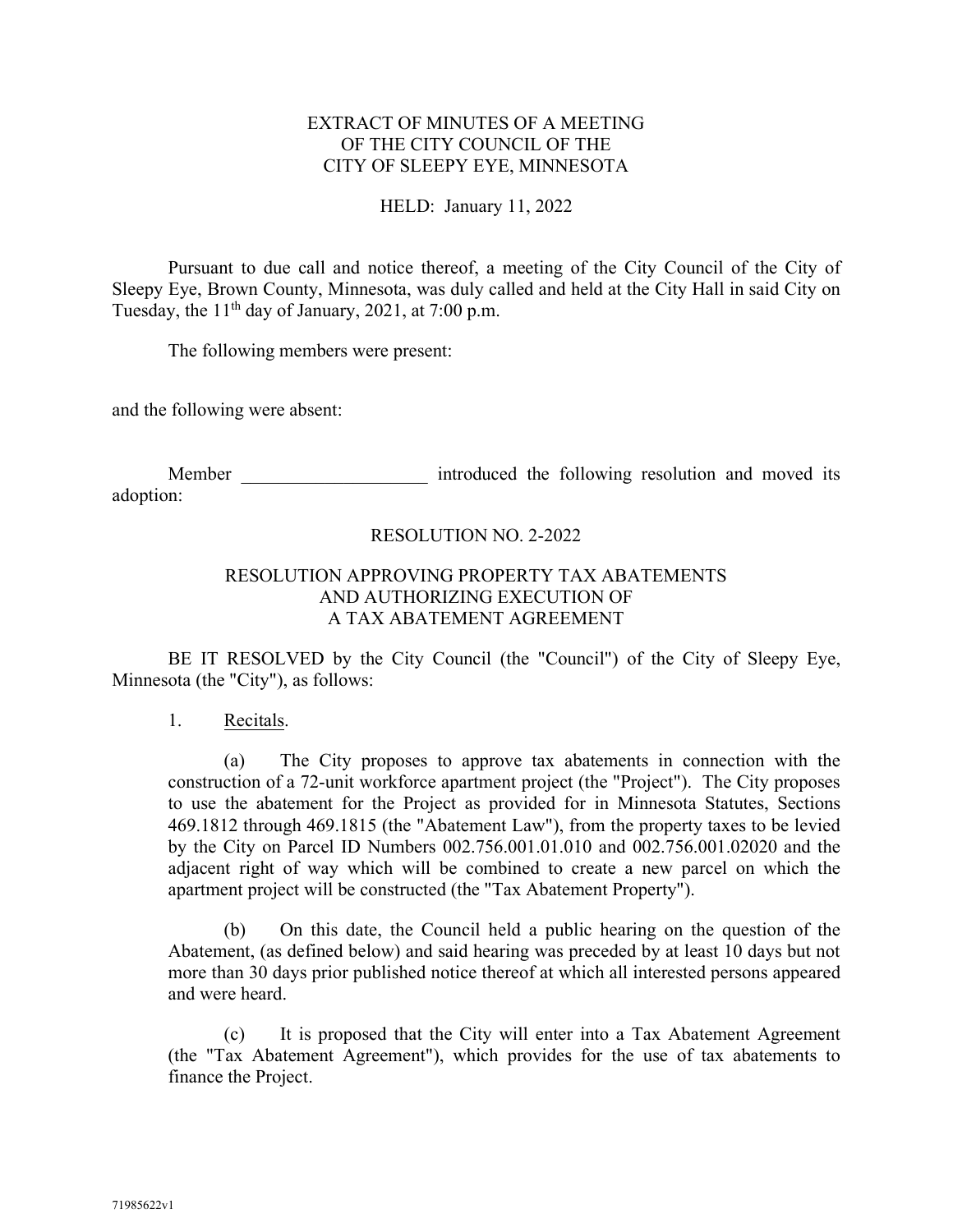EXTRACT OF MINUTES OF A MEETING
OF THE CITY COUNCIL OF THE
CITY OF SLEEPY EYE, MINNESOTA

HELD: January 11, 2022

Pursuant to due call and notice thereof, a meeting of the City Council of the City of Sleepy Eye, Brown County, Minnesota, was duly called and held at the City Hall in said City on Tuesday, the 11th day of January, 2021, at 7:00 p.m.

The following members were present:

and the following were absent:

Member ____________________ introduced the following resolution and moved its adoption:

RESOLUTION NO. 2-2022

RESOLUTION APPROVING PROPERTY TAX ABATEMENTS
AND AUTHORIZING EXECUTION OF
A TAX ABATEMENT AGREEMENT

BE IT RESOLVED by the City Council (the "Council") of the City of Sleepy Eye, Minnesota (the "City"), as follows:

1. Recitals.

(a) The City proposes to approve tax abatements in connection with the construction of a 72-unit workforce apartment project (the "Project"). The City proposes to use the abatement for the Project as provided for in Minnesota Statutes, Sections 469.1812 through 469.1815 (the "Abatement Law"), from the property taxes to be levied by the City on Parcel ID Numbers 002.756.001.01.010 and 002.756.001.02020 and the adjacent right of way which will be combined to create a new parcel on which the apartment project will be constructed (the "Tax Abatement Property").

(b) On this date, the Council held a public hearing on the question of the Abatement, (as defined below) and said hearing was preceded by at least 10 days but not more than 30 days prior published notice thereof at which all interested persons appeared and were heard.

(c) It is proposed that the City will enter into a Tax Abatement Agreement (the "Tax Abatement Agreement"), which provides for the use of tax abatements to finance the Project.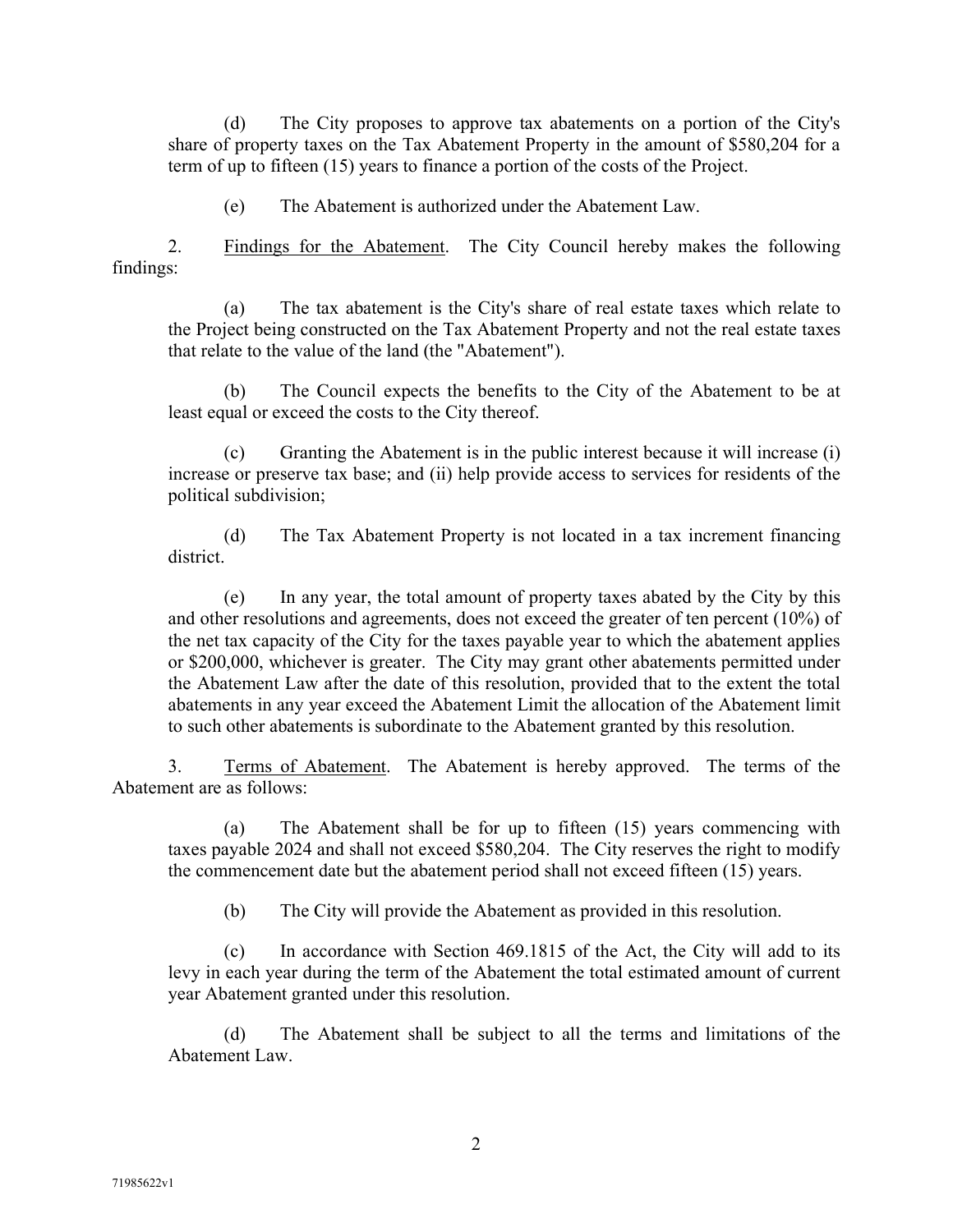(d) The City proposes to approve tax abatements on a portion of the City's share of property taxes on the Tax Abatement Property in the amount of $580,204 for a term of up to fifteen (15) years to finance a portion of the costs of the Project.

(e) The Abatement is authorized under the Abatement Law.

2. Findings for the Abatement. The City Council hereby makes the following findings:

(a) The tax abatement is the City's share of real estate taxes which relate to the Project being constructed on the Tax Abatement Property and not the real estate taxes that relate to the value of the land (the "Abatement").

(b) The Council expects the benefits to the City of the Abatement to be at least equal or exceed the costs to the City thereof.

(c) Granting the Abatement is in the public interest because it will increase (i) increase or preserve tax base; and (ii) help provide access to services for residents of the political subdivision;

(d) The Tax Abatement Property is not located in a tax increment financing district.

(e) In any year, the total amount of property taxes abated by the City by this and other resolutions and agreements, does not exceed the greater of ten percent (10%) of the net tax capacity of the City for the taxes payable year to which the abatement applies or $200,000, whichever is greater. The City may grant other abatements permitted under the Abatement Law after the date of this resolution, provided that to the extent the total abatements in any year exceed the Abatement Limit the allocation of the Abatement limit to such other abatements is subordinate to the Abatement granted by this resolution.

3. Terms of Abatement. The Abatement is hereby approved. The terms of the Abatement are as follows:

(a) The Abatement shall be for up to fifteen (15) years commencing with taxes payable 2024 and shall not exceed $580,204. The City reserves the right to modify the commencement date but the abatement period shall not exceed fifteen (15) years.

(b) The City will provide the Abatement as provided in this resolution.

(c) In accordance with Section 469.1815 of the Act, the City will add to its levy in each year during the term of the Abatement the total estimated amount of current year Abatement granted under this resolution.

(d) The Abatement shall be subject to all the terms and limitations of the Abatement Law.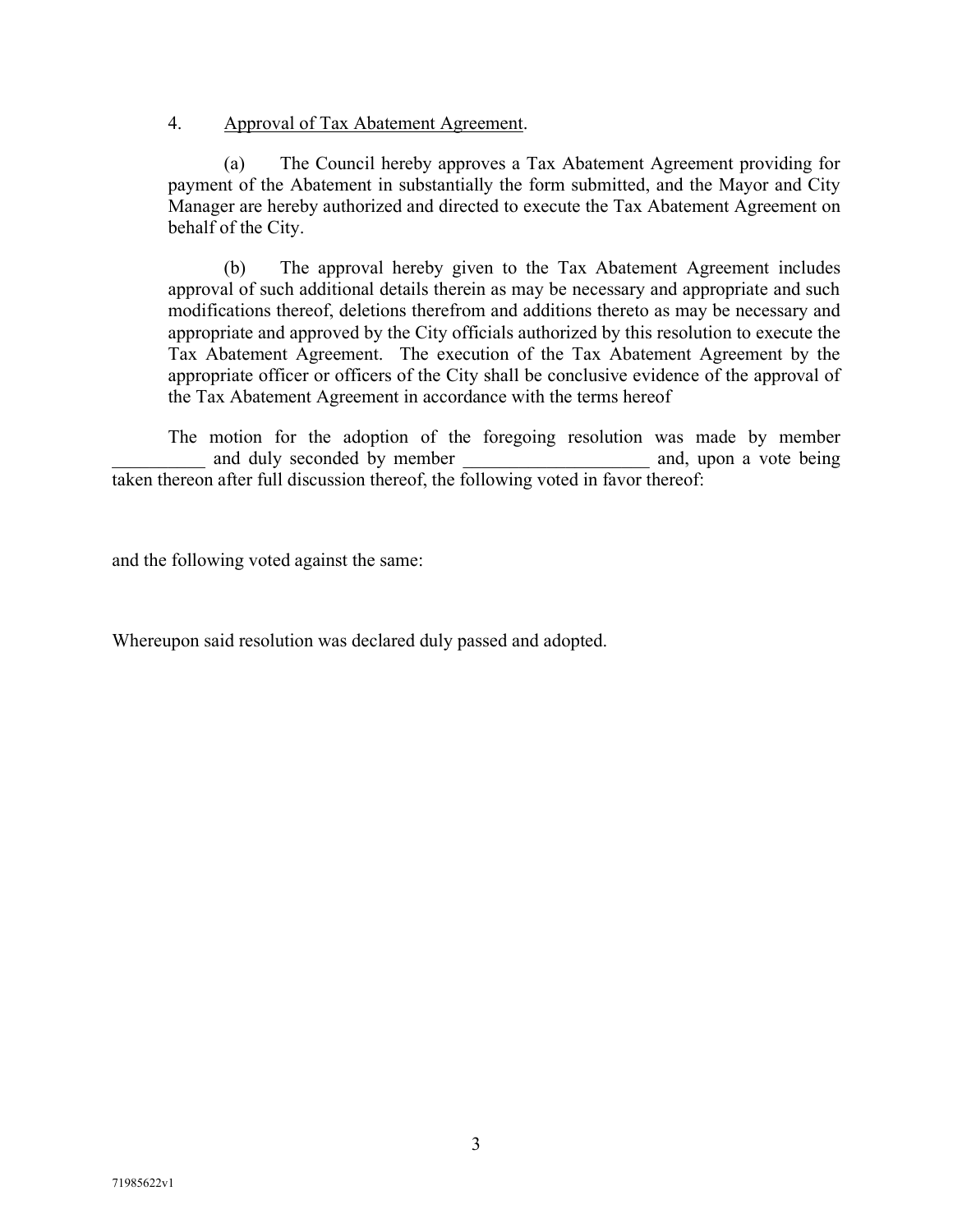4. Approval of Tax Abatement Agreement.

(a) The Council hereby approves a Tax Abatement Agreement providing for payment of the Abatement in substantially the form submitted, and the Mayor and City Manager are hereby authorized and directed to execute the Tax Abatement Agreement on behalf of the City.

(b) The approval hereby given to the Tax Abatement Agreement includes approval of such additional details therein as may be necessary and appropriate and such modifications thereof, deletions therefrom and additions thereto as may be necessary and appropriate and approved by the City officials authorized by this resolution to execute the Tax Abatement Agreement. The execution of the Tax Abatement Agreement by the appropriate officer or officers of the City shall be conclusive evidence of the approval of the Tax Abatement Agreement in accordance with the terms hereof

The motion for the adoption of the foregoing resolution was made by member __________ and duly seconded by member ____________________ and, upon a vote being taken thereon after full discussion thereof, the following voted in favor thereof:

and the following voted against the same:

Whereupon said resolution was declared duly passed and adopted.

71985622v1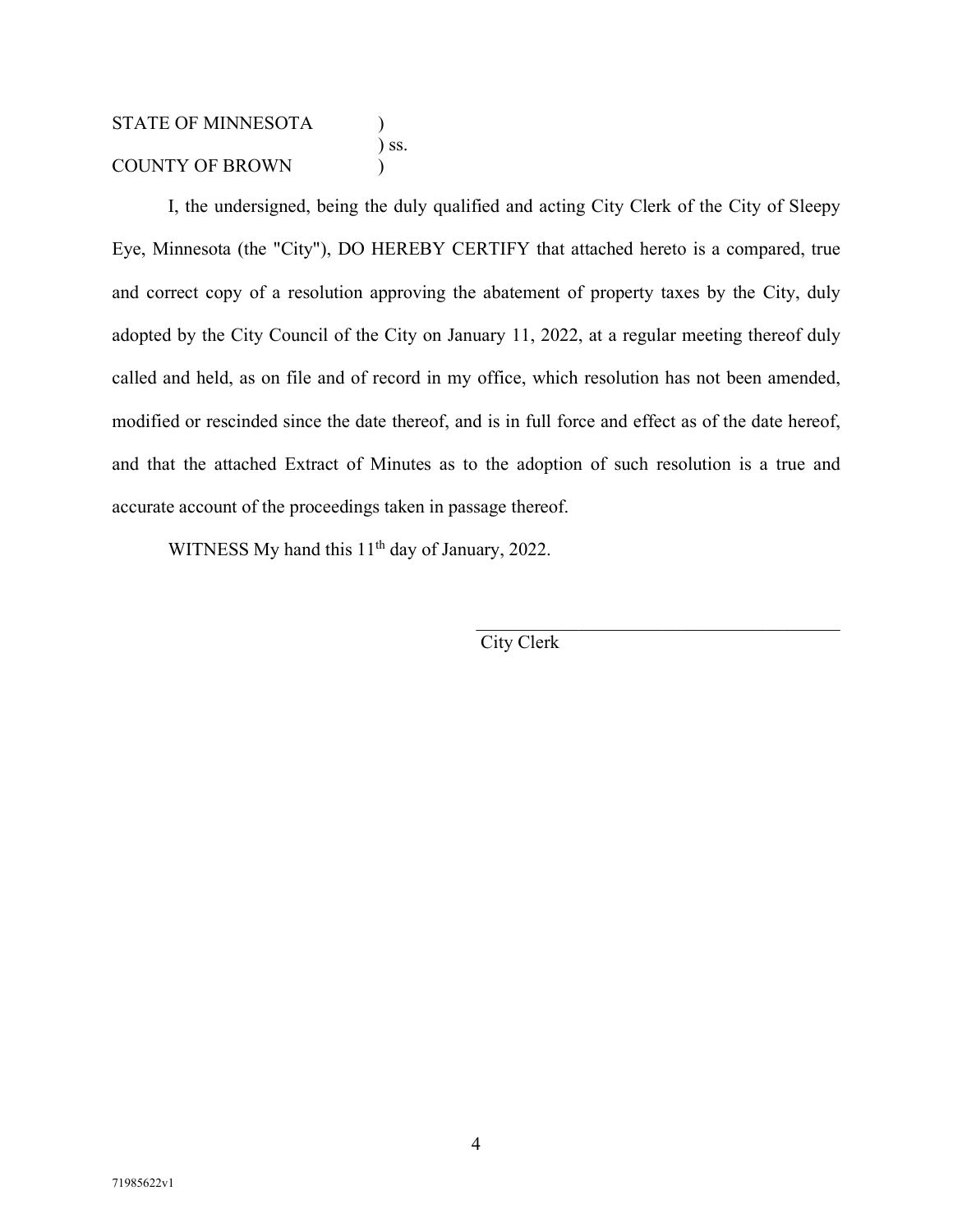STATE OF MINNESOTA )
) ss.
COUNTY OF BROWN )

I, the undersigned, being the duly qualified and acting City Clerk of the City of Sleepy Eye, Minnesota (the "City"), DO HEREBY CERTIFY that attached hereto is a compared, true and correct copy of a resolution approving the abatement of property taxes by the City, duly adopted by the City Council of the City on January 11, 2022, at a regular meeting thereof duly called and held, as on file and of record in my office, which resolution has not been amended, modified or rescinded since the date thereof, and is in full force and effect as of the date hereof, and that the attached Extract of Minutes as to the adoption of such resolution is a true and accurate account of the proceedings taken in passage thereof.

WITNESS My hand this 11th day of January, 2022.

\_\_\_\_\_\_\_\_\_\_\_\_\_\_\_\_\_\_\_\_\_\_\_\_\_\_\_\_\_\_\_\_\_\_\_\_\_\_\_\_
City Clerk

71985622v1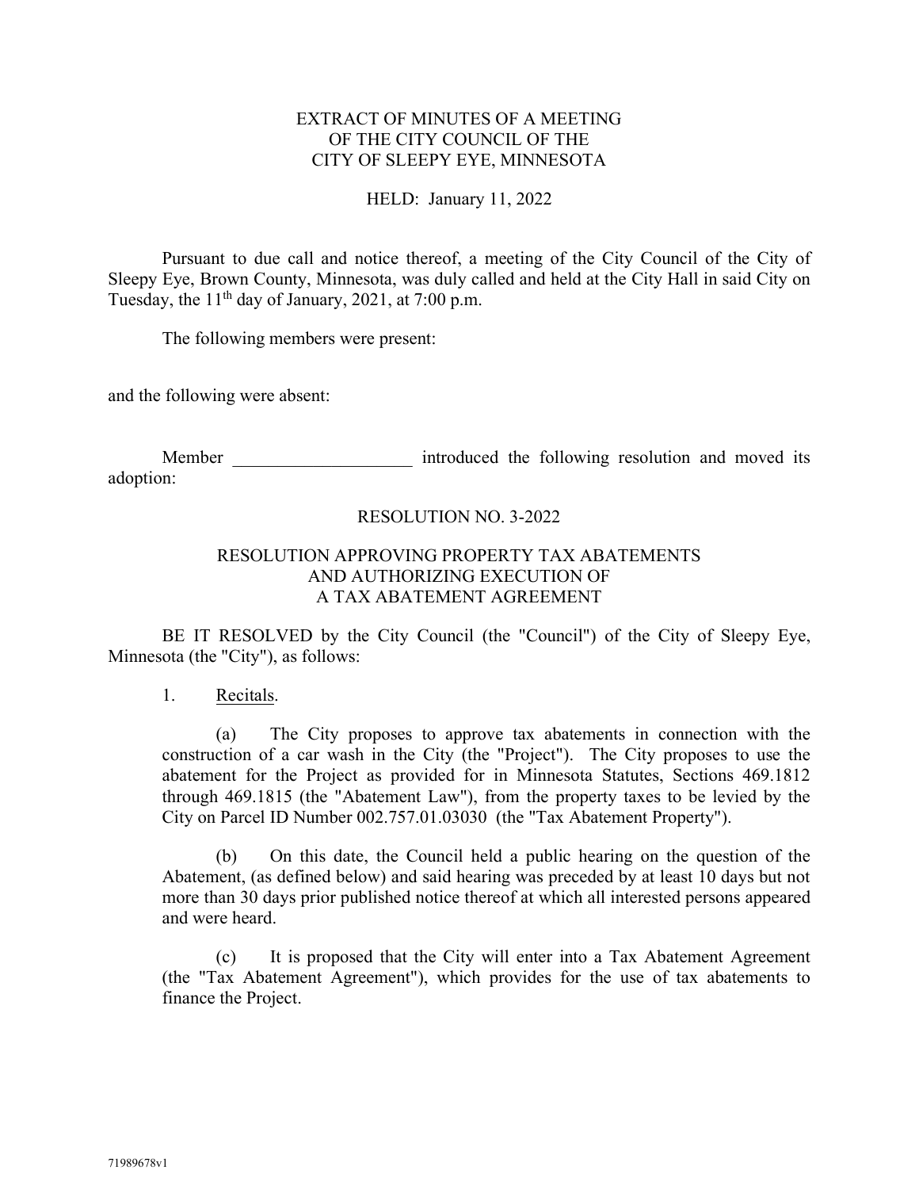EXTRACT OF MINUTES OF A MEETING
OF THE CITY COUNCIL OF THE
CITY OF SLEEPY EYE, MINNESOTA

HELD: January 11, 2022

Pursuant to due call and notice thereof, a meeting of the City Council of the City of Sleepy Eye, Brown County, Minnesota, was duly called and held at the City Hall in said City on Tuesday, the 11th day of January, 2021, at 7:00 p.m.

The following members were present:

and the following were absent:

Member ____________________ introduced the following resolution and moved its adoption:

RESOLUTION NO. 3-2022

RESOLUTION APPROVING PROPERTY TAX ABATEMENTS
AND AUTHORIZING EXECUTION OF
A TAX ABATEMENT AGREEMENT

BE IT RESOLVED by the City Council (the "Council") of the City of Sleepy Eye, Minnesota (the "City"), as follows:

1. Recitals.

(a) The City proposes to approve tax abatements in connection with the construction of a car wash in the City (the "Project"). The City proposes to use the abatement for the Project as provided for in Minnesota Statutes, Sections 469.1812 through 469.1815 (the "Abatement Law"), from the property taxes to be levied by the City on Parcel ID Number 002.757.01.03030 (the "Tax Abatement Property").

(b) On this date, the Council held a public hearing on the question of the Abatement, (as defined below) and said hearing was preceded by at least 10 days but not more than 30 days prior published notice thereof at which all interested persons appeared and were heard.

(c) It is proposed that the City will enter into a Tax Abatement Agreement (the "Tax Abatement Agreement"), which provides for the use of tax abatements to finance the Project.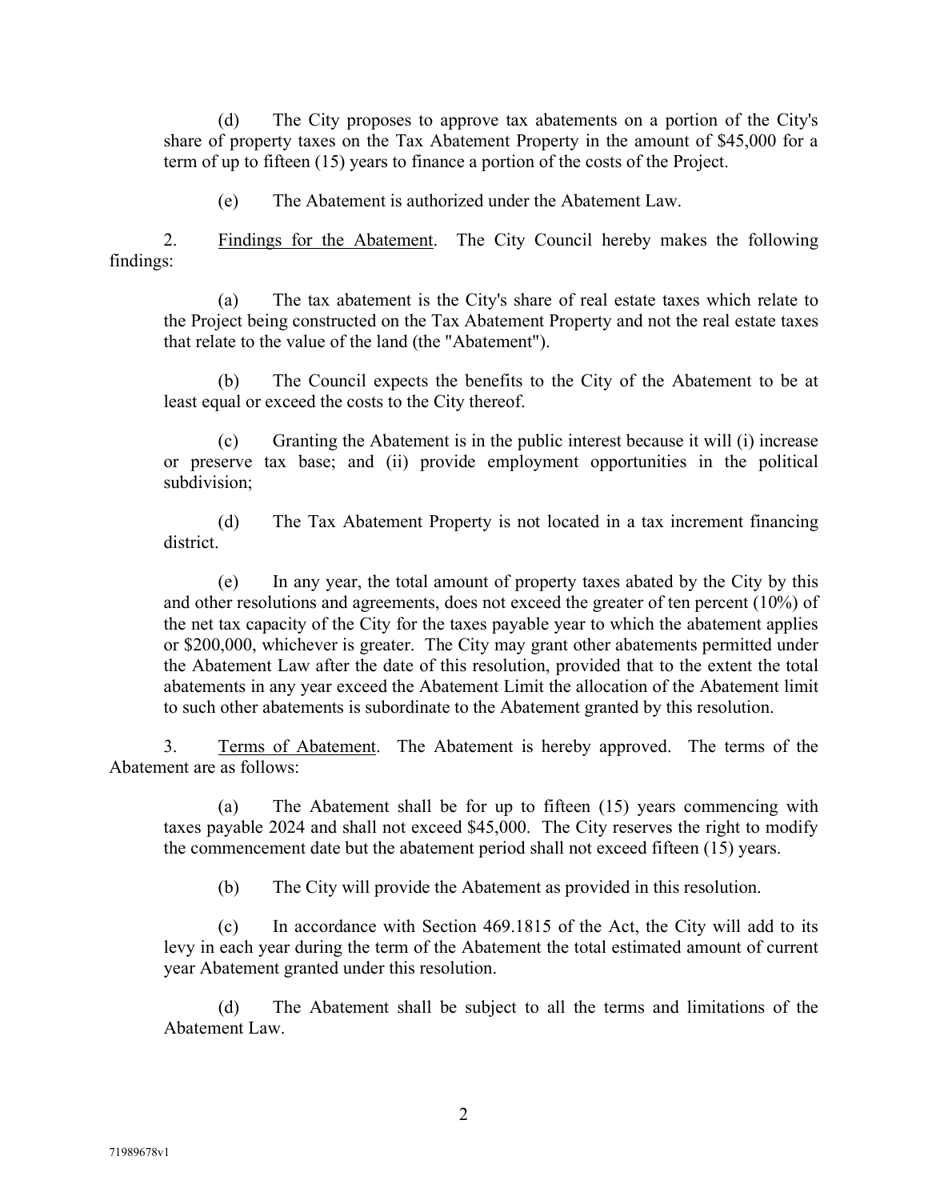(d) The City proposes to approve tax abatements on a portion of the City's share of property taxes on the Tax Abatement Property in the amount of $45,000 for a term of up to fifteen (15) years to finance a portion of the costs of the Project.

(e) The Abatement is authorized under the Abatement Law.

2. Findings for the Abatement. The City Council hereby makes the following findings:

(a) The tax abatement is the City's share of real estate taxes which relate to the Project being constructed on the Tax Abatement Property and not the real estate taxes that relate to the value of the land (the "Abatement").

(b) The Council expects the benefits to the City of the Abatement to be at least equal or exceed the costs to the City thereof.

(c) Granting the Abatement is in the public interest because it will (i) increase or preserve tax base; and (ii) provide employment opportunities in the political subdivision;

(d) The Tax Abatement Property is not located in a tax increment financing district.

(e) In any year, the total amount of property taxes abated by the City by this and other resolutions and agreements, does not exceed the greater of ten percent (10%) of the net tax capacity of the City for the taxes payable year to which the abatement applies or $200,000, whichever is greater. The City may grant other abatements permitted under the Abatement Law after the date of this resolution, provided that to the extent the total abatements in any year exceed the Abatement Limit the allocation of the Abatement limit to such other abatements is subordinate to the Abatement granted by this resolution.

3. Terms of Abatement. The Abatement is hereby approved. The terms of the Abatement are as follows:

(a) The Abatement shall be for up to fifteen (15) years commencing with taxes payable 2024 and shall not exceed $45,000. The City reserves the right to modify the commencement date but the abatement period shall not exceed fifteen (15) years.

(b) The City will provide the Abatement as provided in this resolution.

(c) In accordance with Section 469.1815 of the Act, the City will add to its levy in each year during the term of the Abatement the total estimated amount of current year Abatement granted under this resolution.

(d) The Abatement shall be subject to all the terms and limitations of the Abatement Law.

71989678v1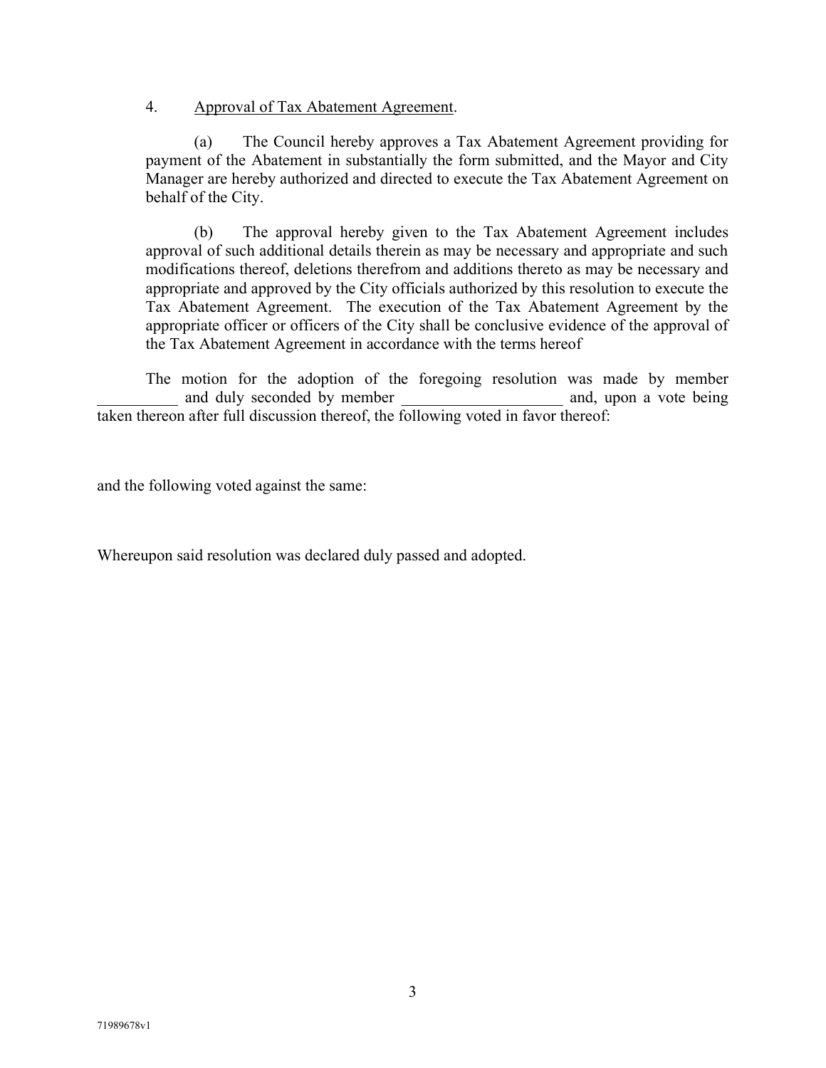4. Approval of Tax Abatement Agreement.

(a) The Council hereby approves a Tax Abatement Agreement providing for payment of the Abatement in substantially the form submitted, and the Mayor and City Manager are hereby authorized and directed to execute the Tax Abatement Agreement on behalf of the City.

(b) The approval hereby given to the Tax Abatement Agreement includes approval of such additional details therein as may be necessary and appropriate and such modifications thereof, deletions therefrom and additions thereto as may be necessary and appropriate and approved by the City officials authorized by this resolution to execute the Tax Abatement Agreement. The execution of the Tax Abatement Agreement by the appropriate officer or officers of the City shall be conclusive evidence of the approval of the Tax Abatement Agreement in accordance with the terms hereof

The motion for the adoption of the foregoing resolution was made by member __________ and duly seconded by member ____________________ and, upon a vote being taken thereon after full discussion thereof, the following voted in favor thereof:

and the following voted against the same:

Whereupon said resolution was declared duly passed and adopted.

71989678v1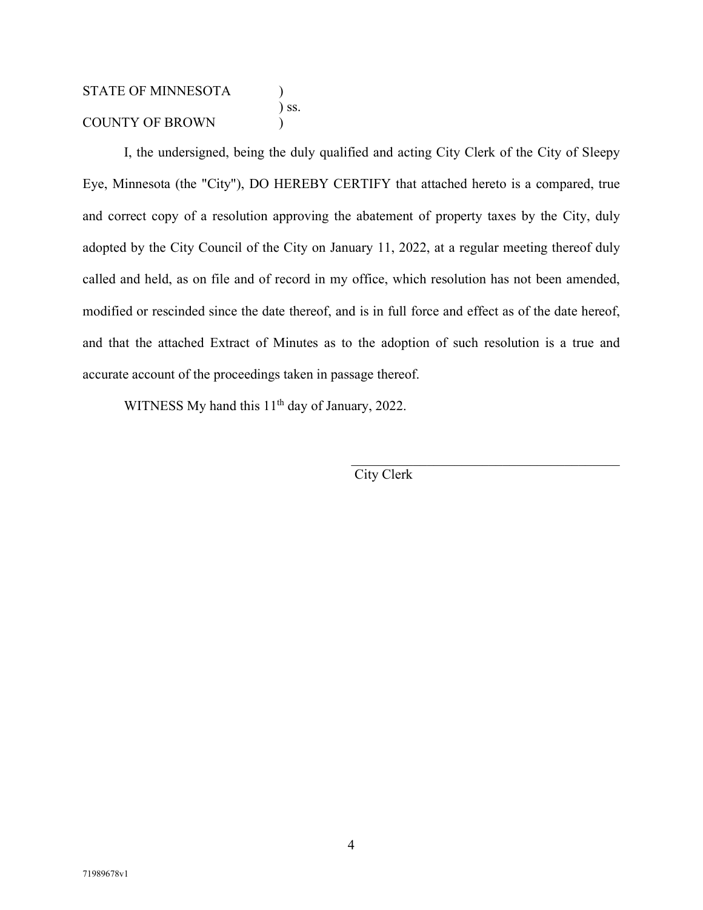STATE OF MINNESOTA )
) ss.
COUNTY OF BROWN )

I, the undersigned, being the duly qualified and acting City Clerk of the City of Sleepy Eye, Minnesota (the "City"), DO HEREBY CERTIFY that attached hereto is a compared, true and correct copy of a resolution approving the abatement of property taxes by the City, duly adopted by the City Council of the City on January 11, 2022, at a regular meeting thereof duly called and held, as on file and of record in my office, which resolution has not been amended, modified or rescinded since the date thereof, and is in full force and effect as of the date hereof, and that the attached Extract of Minutes as to the adoption of such resolution is a true and accurate account of the proceedings taken in passage thereof.

WITNESS My hand this 11th day of January, 2022.

\_\_\_\_\_\_\_\_\_\_\_\_\_\_\_\_\_\_\_\_\_\_\_\_\_\_\_\_\_\_\_\_\_\_\_\_\_\_\_\_

City Clerk

71989678v1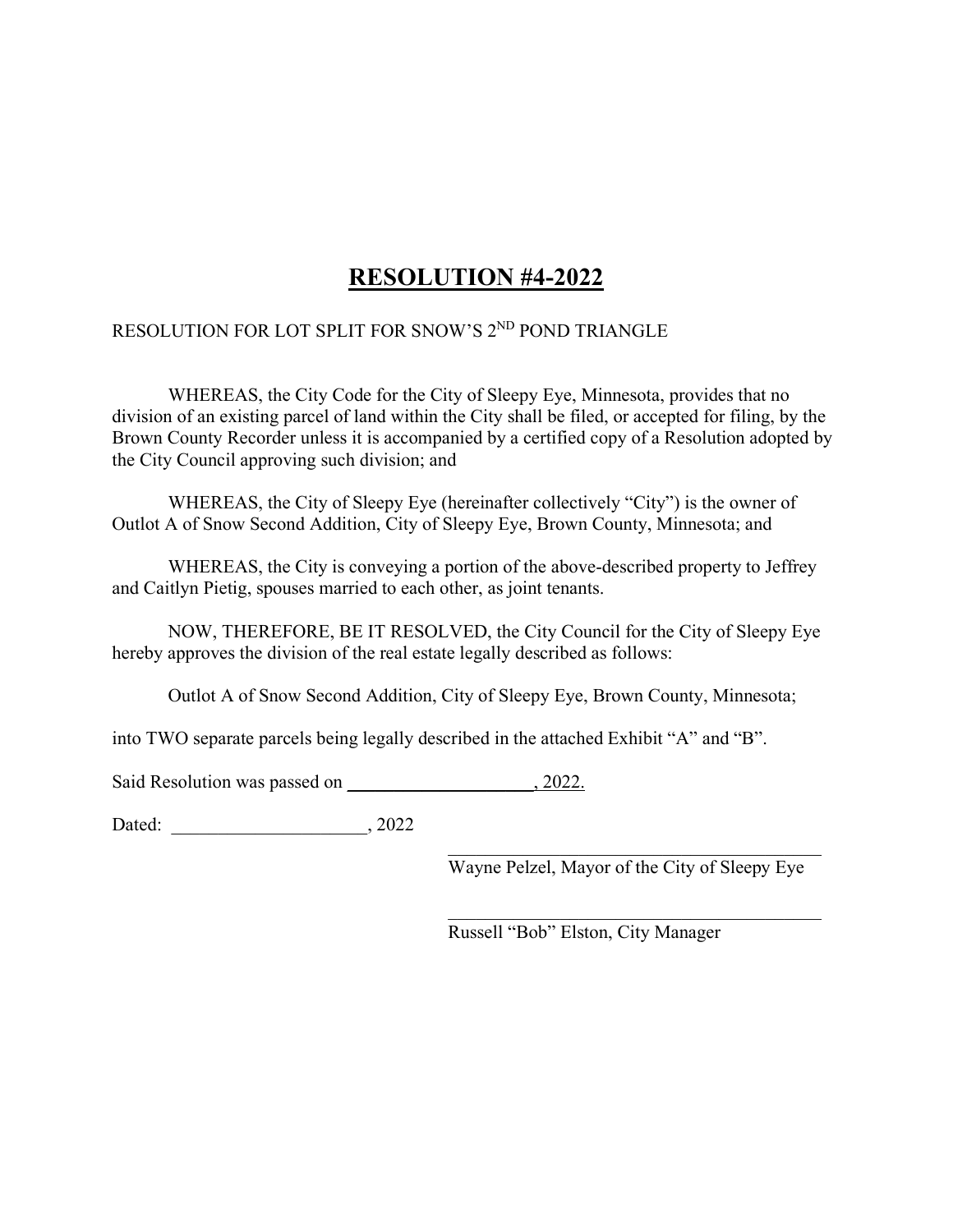# RESOLUTION #4-2022

RESOLUTION FOR LOT SPLIT FOR SNOW'S 2ND POND TRIANGLE

WHEREAS, the City Code for the City of Sleepy Eye, Minnesota, provides that no division of an existing parcel of land within the City shall be filed, or accepted for filing, by the Brown County Recorder unless it is accompanied by a certified copy of a Resolution adopted by the City Council approving such division; and

WHEREAS, the City of Sleepy Eye (hereinafter collectively "City") is the owner of Outlot A of Snow Second Addition, City of Sleepy Eye, Brown County, Minnesota; and

WHEREAS, the City is conveying a portion of the above-described property to Jeffrey and Caitlyn Pietig, spouses married to each other, as joint tenants.

NOW, THEREFORE, BE IT RESOLVED, the City Council for the City of Sleepy Eye hereby approves the division of the real estate legally described as follows:

Outlot A of Snow Second Addition, City of Sleepy Eye, Brown County, Minnesota;

into TWO separate parcels being legally described in the attached Exhibit "A" and "B".

Said Resolution was passed on ____________________, 2022.

Dated: ____________________, 2022

\_\_\_\_\_\_\_\_\_\_\_\_\_\_\_\_\_\_\_\_\_\_\_\_\_\_\_\_\_\_\_\_\_\_\_\_\_\_\_\_
Wayne Pelzel, Mayor of the City of Sleepy Eye

\_\_\_\_\_\_\_\_\_\_\_\_\_\_\_\_\_\_\_\_\_\_\_\_\_\_\_\_\_\_\_\_\_\_\_\_\_\_\_\_
Russell "Bob" Elston, City Manager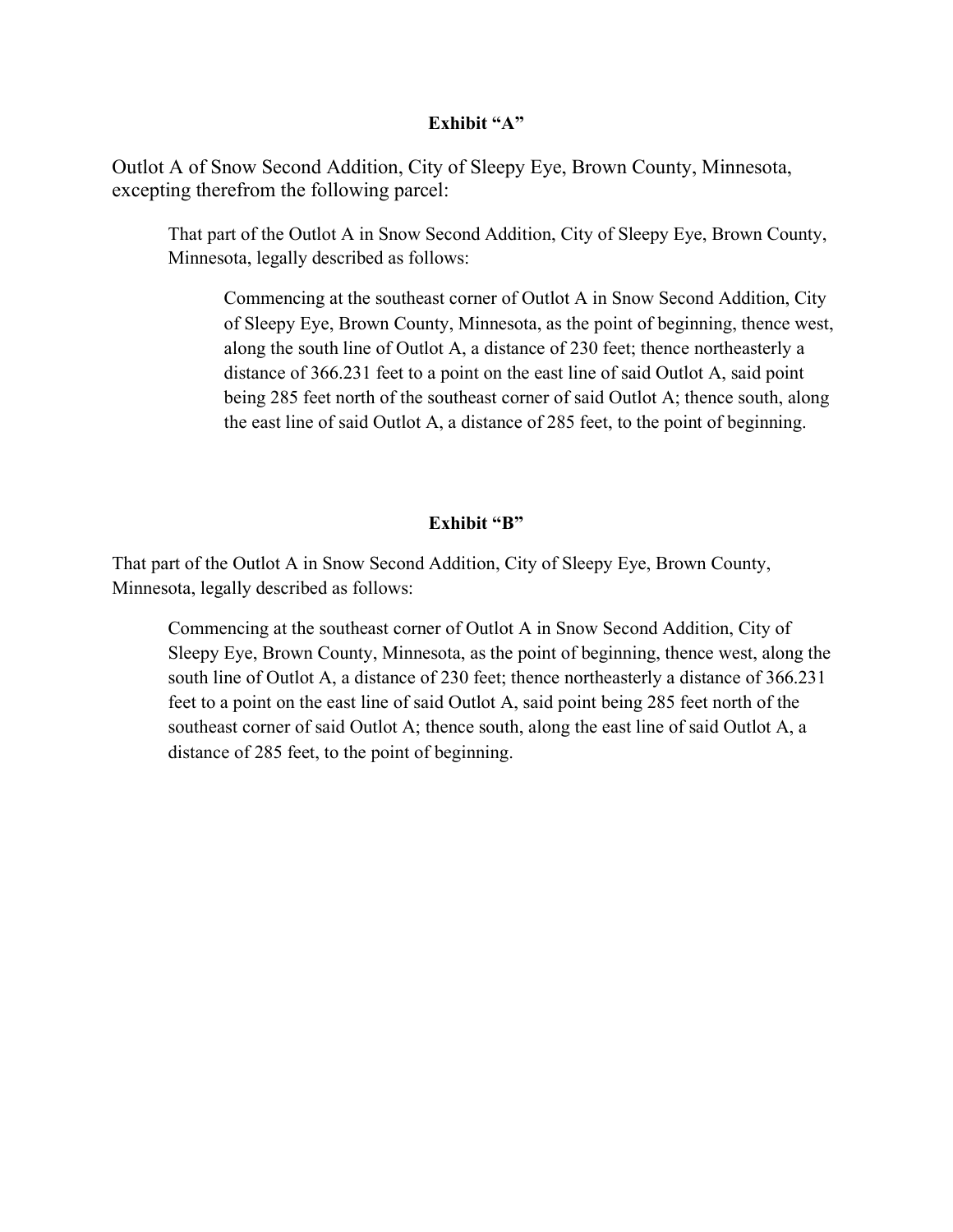**Exhibit "A"**

Outlot A of Snow Second Addition, City of Sleepy Eye, Brown County, Minnesota, excepting therefrom the following parcel:

> That part of the Outlot A in Snow Second Addition, City of Sleepy Eye, Brown County, Minnesota, legally described as follows:
>
> > Commencing at the southeast corner of Outlot A in Snow Second Addition, City of Sleepy Eye, Brown County, Minnesota, as the point of beginning, thence west, along the south line of Outlot A, a distance of 230 feet; thence northeasterly a distance of 366.231 feet to a point on the east line of said Outlot A, said point being 285 feet north of the southeast corner of said Outlot A; thence south, along the east line of said Outlot A, a distance of 285 feet, to the point of beginning.

**Exhibit "B"**

That part of the Outlot A in Snow Second Addition, City of Sleepy Eye, Brown County, Minnesota, legally described as follows:

> Commencing at the southeast corner of Outlot A in Snow Second Addition, City of Sleepy Eye, Brown County, Minnesota, as the point of beginning, thence west, along the south line of Outlot A, a distance of 230 feet; thence northeasterly a distance of 366.231 feet to a point on the east line of said Outlot A, said point being 285 feet north of the southeast corner of said Outlot A; thence south, along the east line of said Outlot A, a distance of 285 feet, to the point of beginning.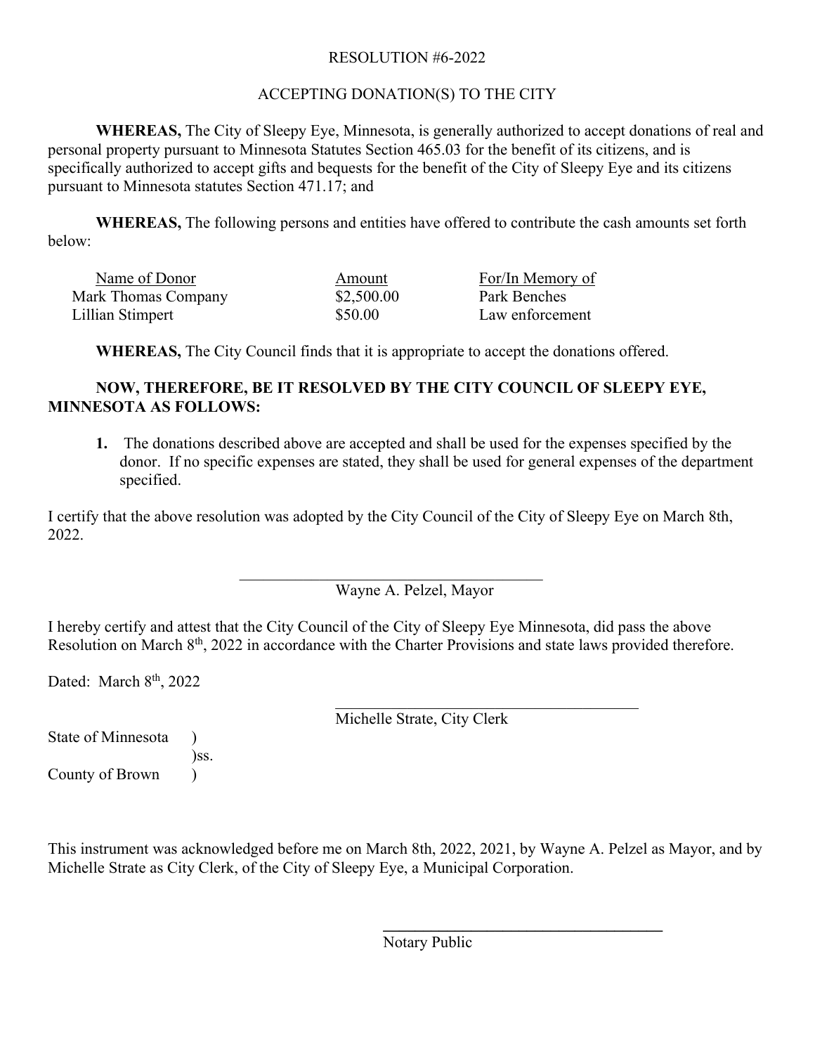RESOLUTION #6-2022

ACCEPTING DONATION(S) TO THE CITY

**WHEREAS,** The City of Sleepy Eye, Minnesota, is generally authorized to accept donations of real and personal property pursuant to Minnesota Statutes Section 465.03 for the benefit of its citizens, and is specifically authorized to accept gifts and bequests for the benefit of the City of Sleepy Eye and its citizens pursuant to Minnesota statutes Section 471.17; and

**WHEREAS,** The following persons and entities have offered to contribute the cash amounts set forth below:

| Name of Donor | Amount | For/In Memory of |
|---|---|---|
| Mark Thomas Company | $2,500.00 | Park Benches |
| Lillian Stimpert | $50.00 | Law enforcement |

**WHEREAS,** The City Council finds that it is appropriate to accept the donations offered.

**NOW, THEREFORE, BE IT RESOLVED BY THE CITY COUNCIL OF SLEEPY EYE, MINNESOTA AS FOLLOWS:**

1. The donations described above are accepted and shall be used for the expenses specified by the donor. If no specific expenses are stated, they shall be used for general expenses of the department specified.

I certify that the above resolution was adopted by the City Council of the City of Sleepy Eye on March 8th, 2022.

\_\_\_\_\_\_\_\_\_\_\_\_\_\_\_\_\_\_\_\_\_\_\_\_\_\_\_\_\_\_\_\_\_\_\_\_\_\_\_\_

Wayne A. Pelzel, Mayor

I hereby certify and attest that the City Council of the City of Sleepy Eye Minnesota, did pass the above Resolution on March 8th, 2022 in accordance with the Charter Provisions and state laws provided therefore.

Dated: March 8th, 2022

\_\_\_\_\_\_\_\_\_\_\_\_\_\_\_\_\_\_\_\_\_\_\_\_\_\_\_\_\_\_\_\_\_\_\_\_\_\_\_\_

Michelle Strate, City Clerk

State of Minnesota )
)ss.
County of Brown )

This instrument was acknowledged before me on March 8th, 2022, 2021, by Wayne A. Pelzel as Mayor, and by Michelle Strate as City Clerk, of the City of Sleepy Eye, a Municipal Corporation.

\_\_\_\_\_\_\_\_\_\_\_\_\_\_\_\_\_\_\_\_\_\_\_\_\_\_\_\_\_\_\_\_\_\_\_\_\_\_\_\_

Notary Public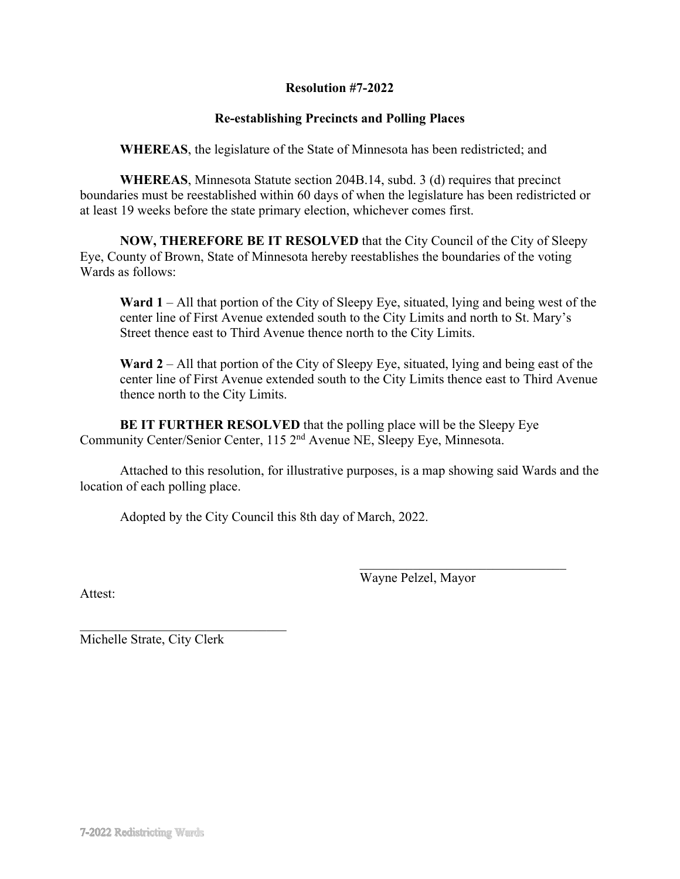**Resolution #7-2022**

**Re-establishing Precincts and Polling Places**

**WHEREAS**, the legislature of the State of Minnesota has been redistricted; and

**WHEREAS**, Minnesota Statute section 204B.14, subd. 3 (d) requires that precinct boundaries must be reestablished within 60 days of when the legislature has been redistricted or at least 19 weeks before the state primary election, whichever comes first.

**NOW, THEREFORE BE IT RESOLVED** that the City Council of the City of Sleepy Eye, County of Brown, State of Minnesota hereby reestablishes the boundaries of the voting Wards as follows:

> **Ward 1** – All that portion of the City of Sleepy Eye, situated, lying and being west of the center line of First Avenue extended south to the City Limits and north to St. Mary's Street thence east to Third Avenue thence north to the City Limits.
>
> **Ward 2** – All that portion of the City of Sleepy Eye, situated, lying and being east of the center line of First Avenue extended south to the City Limits thence east to Third Avenue thence north to the City Limits.

**BE IT FURTHER RESOLVED** that the polling place will be the Sleepy Eye Community Center/Senior Center, 115 2nd Avenue NE, Sleepy Eye, Minnesota.

Attached to this resolution, for illustrative purposes, is a map showing said Wards and the location of each polling place.

Adopted by the City Council this 8th day of March, 2022.

\_\_\_\_\_\_\_\_\_\_\_\_\_\_\_\_\_\_\_\_\_\_\_\_\_\_\_\_\_\_\_\_
Wayne Pelzel, Mayor

Attest:

\_\_\_\_\_\_\_\_\_\_\_\_\_\_\_\_\_\_\_\_\_\_\_\_\_\_\_\_\_\_\_\_
Michelle Strate, City Clerk

7-2022 Redistricting Wards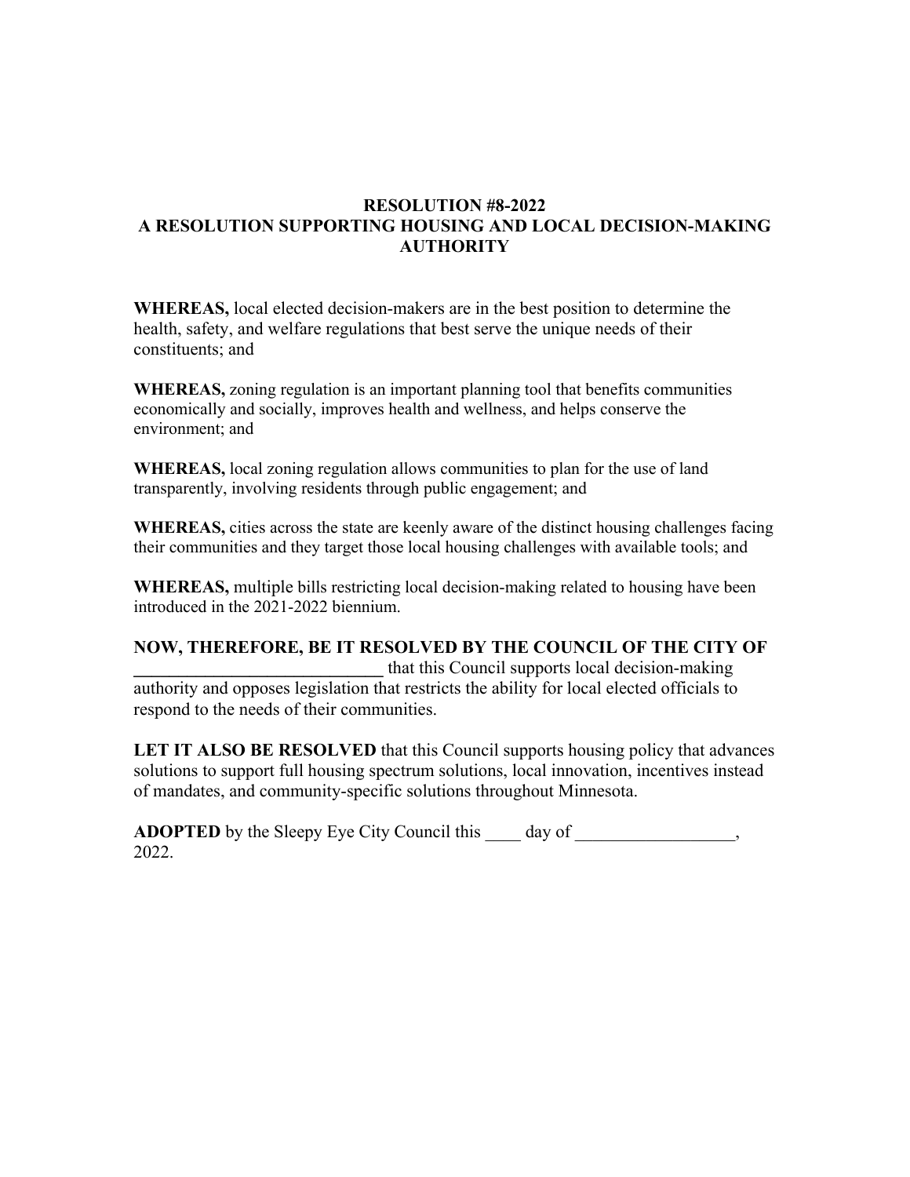**RESOLUTION #8-2022**
**A RESOLUTION SUPPORTING HOUSING AND LOCAL DECISION-MAKING AUTHORITY**

**WHEREAS,** local elected decision-makers are in the best position to determine the health, safety, and welfare regulations that best serve the unique needs of their constituents; and

**WHEREAS,** zoning regulation is an important planning tool that benefits communities economically and socially, improves health and wellness, and helps conserve the environment; and

**WHEREAS,** local zoning regulation allows communities to plan for the use of land transparently, involving residents through public engagement; and

**WHEREAS,** cities across the state are keenly aware of the distinct housing challenges facing their communities and they target those local housing challenges with available tools; and

**WHEREAS,** multiple bills restricting local decision-making related to housing have been introduced in the 2021-2022 biennium.

**NOW, THEREFORE, BE IT RESOLVED BY THE COUNCIL OF THE CITY OF ____________________________** that this Council supports local decision-making authority and opposes legislation that restricts the ability for local elected officials to respond to the needs of their communities.

**LET IT ALSO BE RESOLVED** that this Council supports housing policy that advances solutions to support full housing spectrum solutions, local innovation, incentives instead of mandates, and community-specific solutions throughout Minnesota.

**ADOPTED** by the Sleepy Eye City Council this ____ day of __________________, 2022.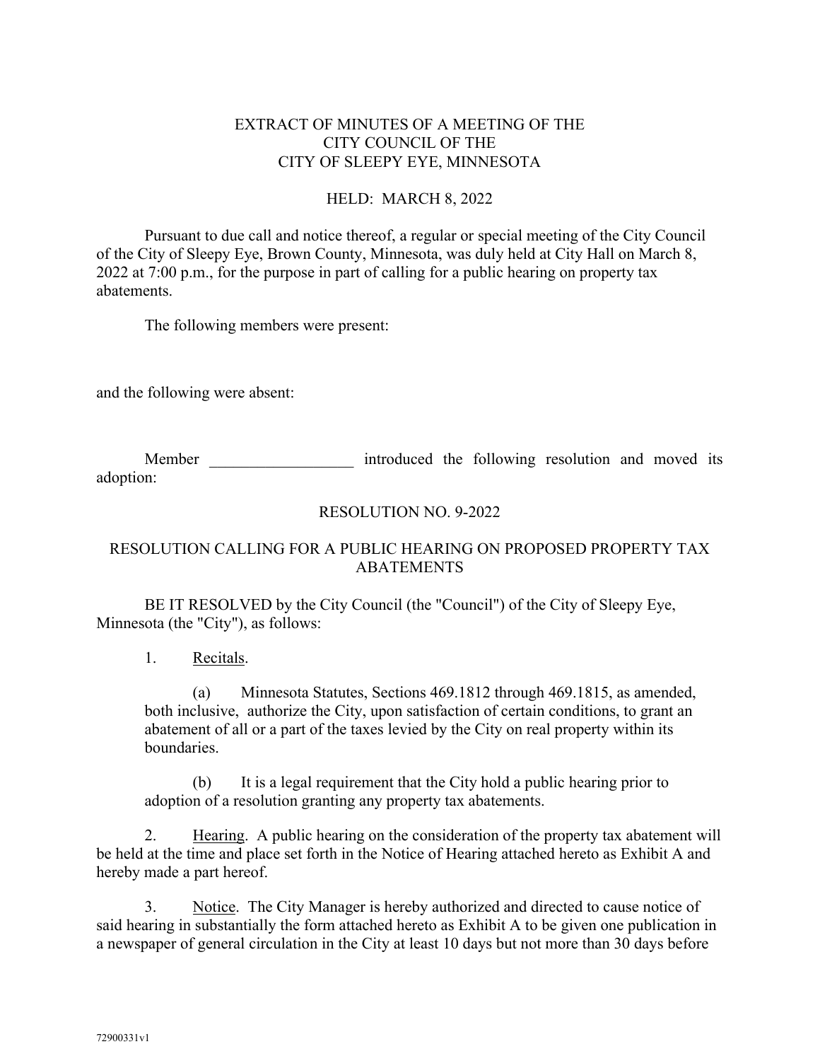EXTRACT OF MINUTES OF A MEETING OF THE
CITY COUNCIL OF THE
CITY OF SLEEPY EYE, MINNESOTA

HELD: MARCH 8, 2022

Pursuant to due call and notice thereof, a regular or special meeting of the City Council of the City of Sleepy Eye, Brown County, Minnesota, was duly held at City Hall on March 8, 2022 at 7:00 p.m., for the purpose in part of calling for a public hearing on property tax abatements.

The following members were present:

and the following were absent:

Member __________________ introduced the following resolution and moved its adoption:

## RESOLUTION NO. 9-2022

## RESOLUTION CALLING FOR A PUBLIC HEARING ON PROPOSED PROPERTY TAX ABATEMENTS

BE IT RESOLVED by the City Council (the "Council") of the City of Sleepy Eye, Minnesota (the "City"), as follows:

1. Recitals.

    (a) Minnesota Statutes, Sections 469.1812 through 469.1815, as amended, both inclusive, authorize the City, upon satisfaction of certain conditions, to grant an abatement of all or a part of the taxes levied by the City on real property within its boundaries.

    (b) It is a legal requirement that the City hold a public hearing prior to adoption of a resolution granting any property tax abatements.

2. Hearing. A public hearing on the consideration of the property tax abatement will be held at the time and place set forth in the Notice of Hearing attached hereto as Exhibit A and hereby made a part hereof.

3. Notice. The City Manager is hereby authorized and directed to cause notice of said hearing in substantially the form attached hereto as Exhibit A to be given one publication in a newspaper of general circulation in the City at least 10 days but not more than 30 days before

72900331v1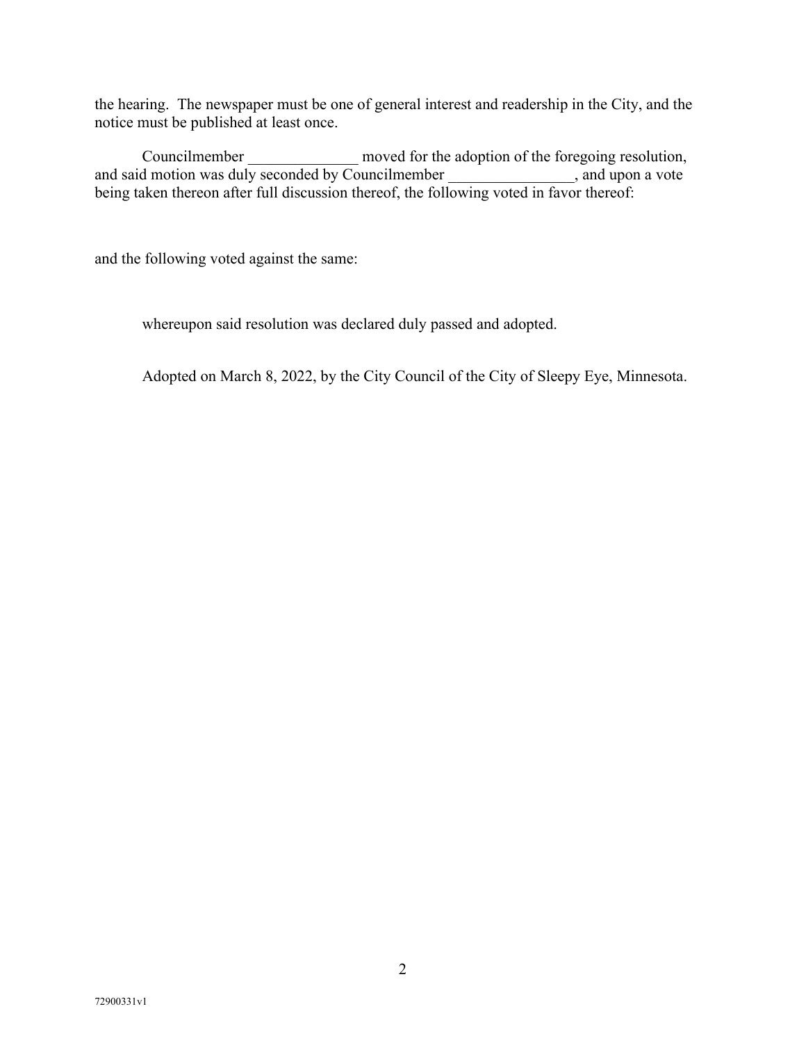the hearing. The newspaper must be one of general interest and readership in the City, and the notice must be published at least once.

Councilmember ______________ moved for the adoption of the foregoing resolution, and said motion was duly seconded by Councilmember ________________, and upon a vote being taken thereon after full discussion thereof, the following voted in favor thereof:

and the following voted against the same:

whereupon said resolution was declared duly passed and adopted.

Adopted on March 8, 2022, by the City Council of the City of Sleepy Eye, Minnesota.

72900331v1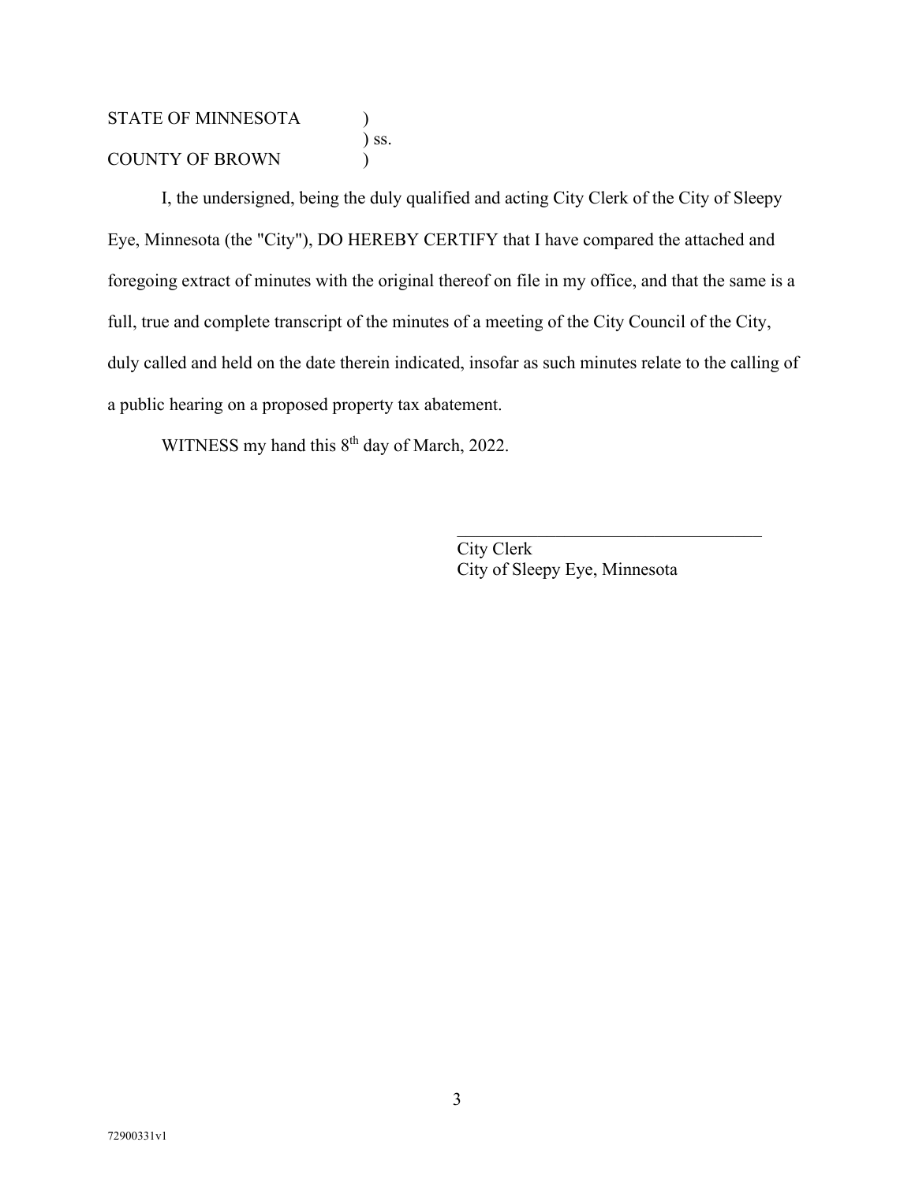STATE OF MINNESOTA )
) ss.
COUNTY OF BROWN )

I, the undersigned, being the duly qualified and acting City Clerk of the City of Sleepy Eye, Minnesota (the "City"), DO HEREBY CERTIFY that I have compared the attached and foregoing extract of minutes with the original thereof on file in my office, and that the same is a full, true and complete transcript of the minutes of a meeting of the City Council of the City, duly called and held on the date therein indicated, insofar as such minutes relate to the calling of a public hearing on a proposed property tax abatement.

WITNESS my hand this 8th day of March, 2022.

\_\_\_\_\_\_\_\_\_\_\_\_\_\_\_\_\_\_\_\_\_\_\_\_\_\_\_\_\_\_\_\_\_\_\_\_
City Clerk
City of Sleepy Eye, Minnesota

72900331v1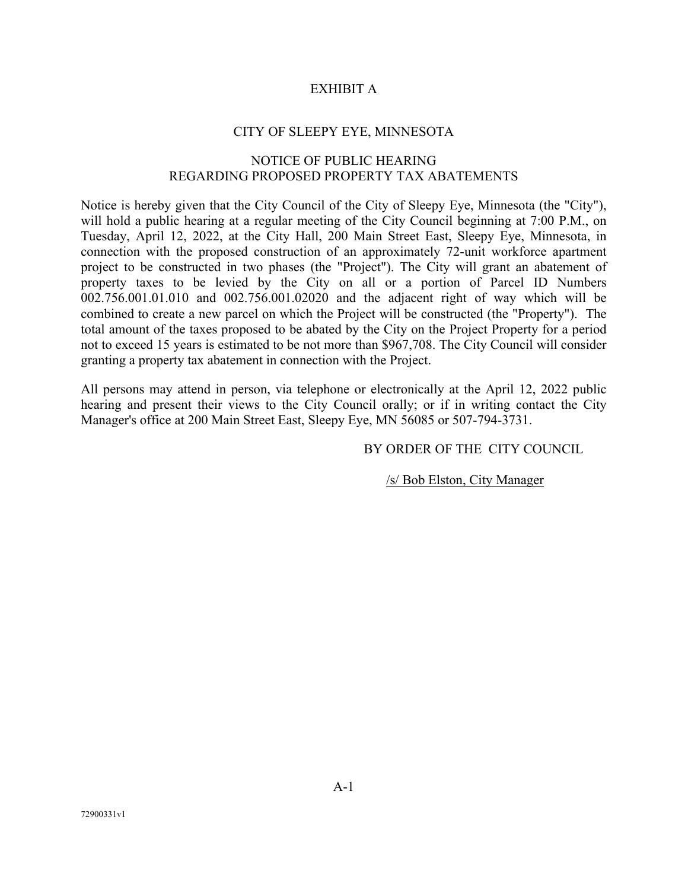# EXHIBIT A

## CITY OF SLEEPY EYE, MINNESOTA

### NOTICE OF PUBLIC HEARING
### REGARDING PROPOSED PROPERTY TAX ABATEMENTS

Notice is hereby given that the City Council of the City of Sleepy Eye, Minnesota (the "City"), will hold a public hearing at a regular meeting of the City Council beginning at 7:00 P.M., on Tuesday, April 12, 2022, at the City Hall, 200 Main Street East, Sleepy Eye, Minnesota, in connection with the proposed construction of an approximately 72-unit workforce apartment project to be constructed in two phases (the "Project"). The City will grant an abatement of property taxes to be levied by the City on all or a portion of Parcel ID Numbers 002.756.001.01.010 and 002.756.001.02020 and the adjacent right of way which will be combined to create a new parcel on which the Project will be constructed (the "Property"). The total amount of the taxes proposed to be abated by the City on the Project Property for a period not to exceed 15 years is estimated to be not more than $967,708. The City Council will consider granting a property tax abatement in connection with the Project.

All persons may attend in person, via telephone or electronically at the April 12, 2022 public hearing and present their views to the City Council orally; or if in writing contact the City Manager's office at 200 Main Street East, Sleepy Eye, MN 56085 or 507-794-3731.

BY ORDER OF THE CITY COUNCIL

/s/ Bob Elston, City Manager

A-1

72900331v1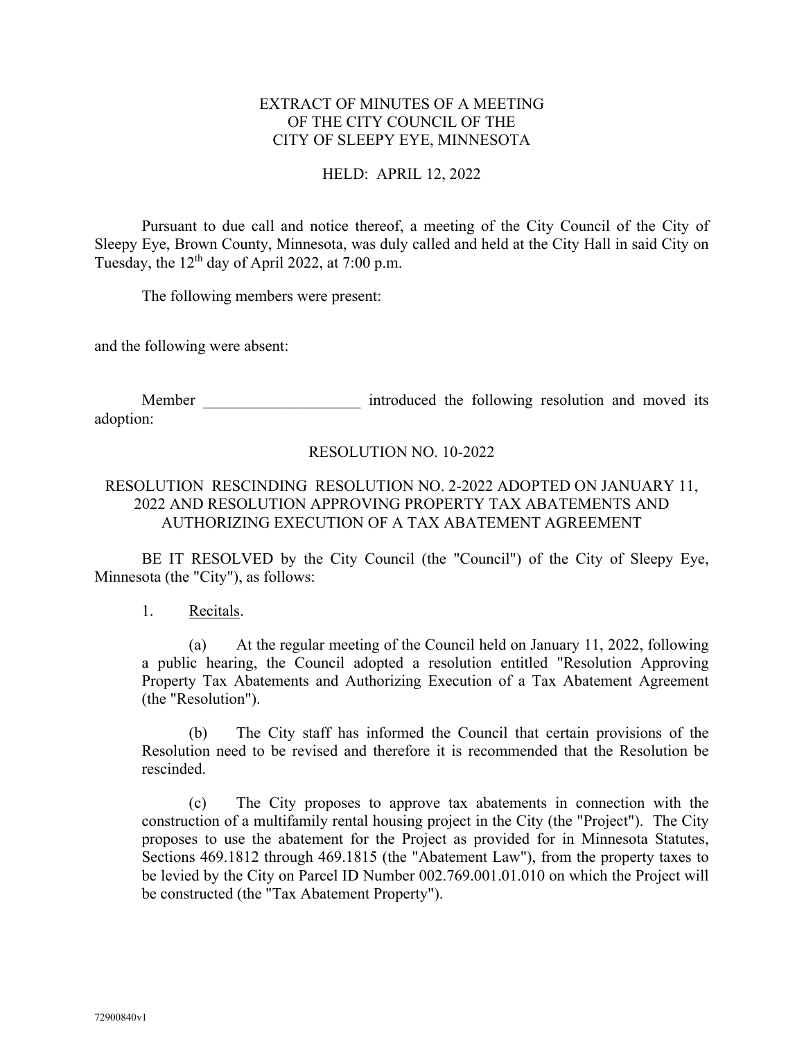EXTRACT OF MINUTES OF A MEETING
OF THE CITY COUNCIL OF THE
CITY OF SLEEPY EYE, MINNESOTA

HELD: APRIL 12, 2022

Pursuant to due call and notice thereof, a meeting of the City Council of the City of Sleepy Eye, Brown County, Minnesota, was duly called and held at the City Hall in said City on Tuesday, the 12th day of April 2022, at 7:00 p.m.

The following members were present:

and the following were absent:

Member ____________________ introduced the following resolution and moved its adoption:

RESOLUTION NO. 10-2022

RESOLUTION RESCINDING RESOLUTION NO. 2-2022 ADOPTED ON JANUARY 11, 2022 AND RESOLUTION APPROVING PROPERTY TAX ABATEMENTS AND AUTHORIZING EXECUTION OF A TAX ABATEMENT AGREEMENT

BE IT RESOLVED by the City Council (the "Council") of the City of Sleepy Eye, Minnesota (the "City"), as follows:

1. Recitals.

(a) At the regular meeting of the Council held on January 11, 2022, following a public hearing, the Council adopted a resolution entitled "Resolution Approving Property Tax Abatements and Authorizing Execution of a Tax Abatement Agreement (the "Resolution").

(b) The City staff has informed the Council that certain provisions of the Resolution need to be revised and therefore it is recommended that the Resolution be rescinded.

(c) The City proposes to approve tax abatements in connection with the construction of a multifamily rental housing project in the City (the "Project"). The City proposes to use the abatement for the Project as provided for in Minnesota Statutes, Sections 469.1812 through 469.1815 (the "Abatement Law"), from the property taxes to be levied by the City on Parcel ID Number 002.769.001.01.010 on which the Project will be constructed (the "Tax Abatement Property").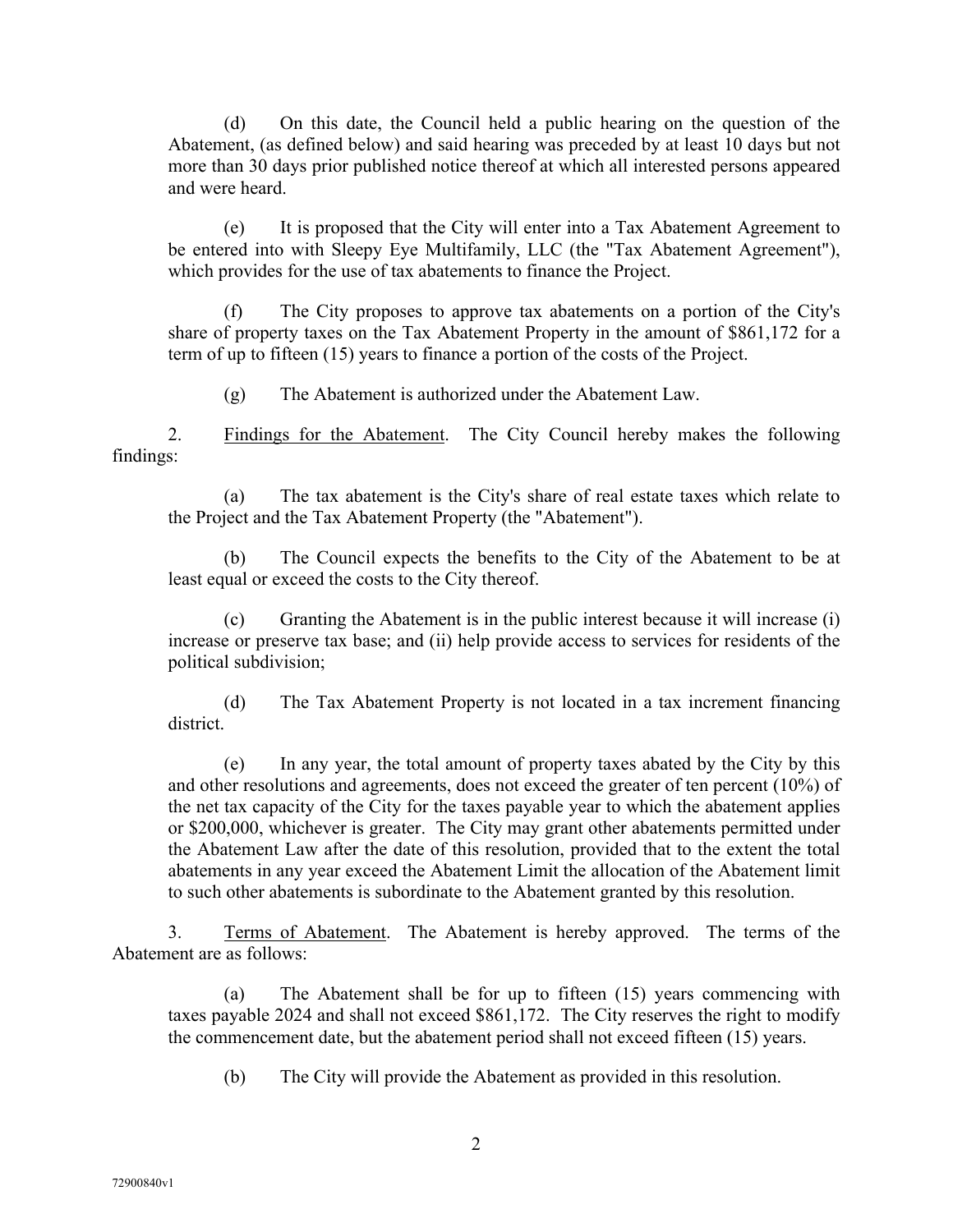(d) On this date, the Council held a public hearing on the question of the Abatement, (as defined below) and said hearing was preceded by at least 10 days but not more than 30 days prior published notice thereof at which all interested persons appeared and were heard.

(e) It is proposed that the City will enter into a Tax Abatement Agreement to be entered into with Sleepy Eye Multifamily, LLC (the "Tax Abatement Agreement"), which provides for the use of tax abatements to finance the Project.

(f) The City proposes to approve tax abatements on a portion of the City's share of property taxes on the Tax Abatement Property in the amount of $861,172 for a term of up to fifteen (15) years to finance a portion of the costs of the Project.

(g) The Abatement is authorized under the Abatement Law.

2. Findings for the Abatement. The City Council hereby makes the following findings:

(a) The tax abatement is the City's share of real estate taxes which relate to the Project and the Tax Abatement Property (the "Abatement").

(b) The Council expects the benefits to the City of the Abatement to be at least equal or exceed the costs to the City thereof.

(c) Granting the Abatement is in the public interest because it will increase (i) increase or preserve tax base; and (ii) help provide access to services for residents of the political subdivision;

(d) The Tax Abatement Property is not located in a tax increment financing district.

(e) In any year, the total amount of property taxes abated by the City by this and other resolutions and agreements, does not exceed the greater of ten percent (10%) of the net tax capacity of the City for the taxes payable year to which the abatement applies or $200,000, whichever is greater. The City may grant other abatements permitted under the Abatement Law after the date of this resolution, provided that to the extent the total abatements in any year exceed the Abatement Limit the allocation of the Abatement limit to such other abatements is subordinate to the Abatement granted by this resolution.

3. Terms of Abatement. The Abatement is hereby approved. The terms of the Abatement are as follows:

(a) The Abatement shall be for up to fifteen (15) years commencing with taxes payable 2024 and shall not exceed $861,172. The City reserves the right to modify the commencement date, but the abatement period shall not exceed fifteen (15) years.

(b) The City will provide the Abatement as provided in this resolution.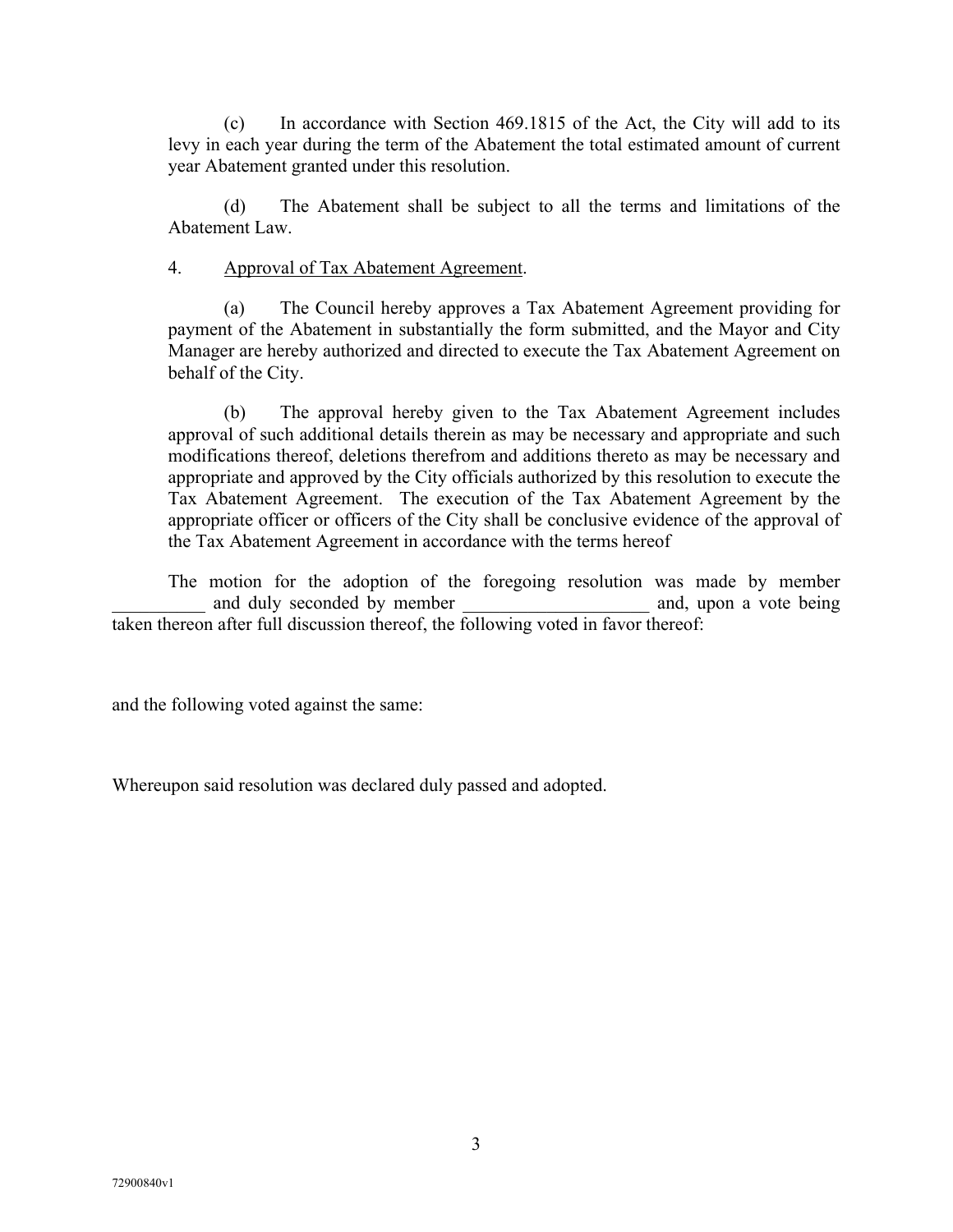(c) In accordance with Section 469.1815 of the Act, the City will add to its levy in each year during the term of the Abatement the total estimated amount of current year Abatement granted under this resolution.

(d) The Abatement shall be subject to all the terms and limitations of the Abatement Law.

4. Approval of Tax Abatement Agreement.

(a) The Council hereby approves a Tax Abatement Agreement providing for payment of the Abatement in substantially the form submitted, and the Mayor and City Manager are hereby authorized and directed to execute the Tax Abatement Agreement on behalf of the City.

(b) The approval hereby given to the Tax Abatement Agreement includes approval of such additional details therein as may be necessary and appropriate and such modifications thereof, deletions therefrom and additions thereto as may be necessary and appropriate and approved by the City officials authorized by this resolution to execute the Tax Abatement Agreement. The execution of the Tax Abatement Agreement by the appropriate officer or officers of the City shall be conclusive evidence of the approval of the Tax Abatement Agreement in accordance with the terms hereof

The motion for the adoption of the foregoing resolution was made by member __________ and duly seconded by member ____________________ and, upon a vote being taken thereon after full discussion thereof, the following voted in favor thereof:

and the following voted against the same:

Whereupon said resolution was declared duly passed and adopted.

72900840v1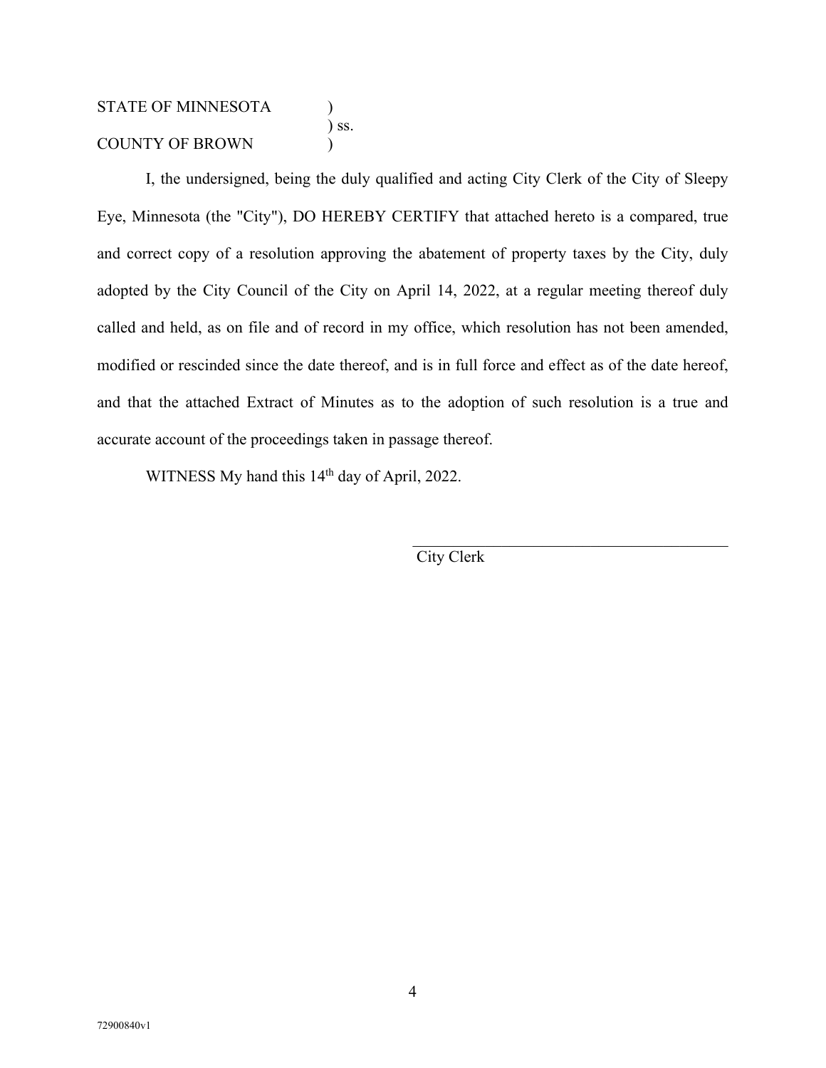STATE OF MINNESOTA )
) ss.
COUNTY OF BROWN )

I, the undersigned, being the duly qualified and acting City Clerk of the City of Sleepy Eye, Minnesota (the "City"), DO HEREBY CERTIFY that attached hereto is a compared, true and correct copy of a resolution approving the abatement of property taxes by the City, duly adopted by the City Council of the City on April 14, 2022, at a regular meeting thereof duly called and held, as on file and of record in my office, which resolution has not been amended, modified or rescinded since the date thereof, and is in full force and effect as of the date hereof, and that the attached Extract of Minutes as to the adoption of such resolution is a true and accurate account of the proceedings taken in passage thereof.

WITNESS My hand this 14th day of April, 2022.

\_\_\_\_\_\_\_\_\_\_\_\_\_\_\_\_\_\_\_\_\_\_\_\_\_\_\_\_\_\_\_\_\_\_\_\_\_\_\_\_
City Clerk

72900840v1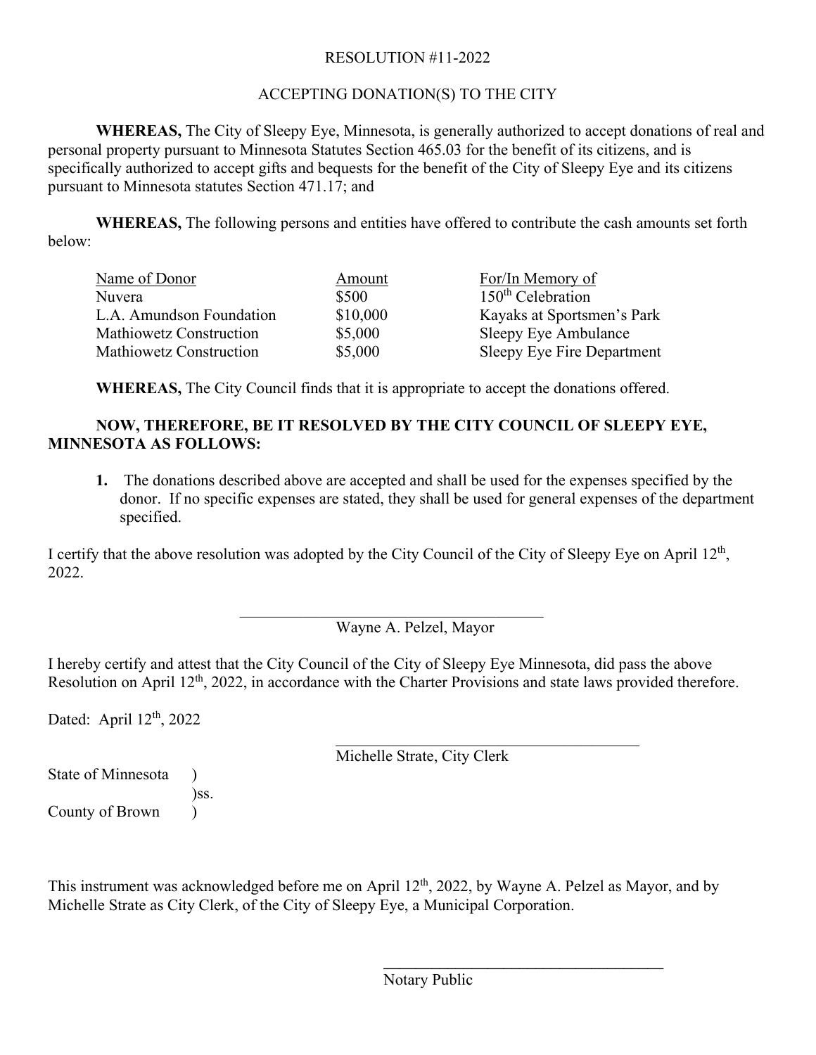RESOLUTION #11-2022

ACCEPTING DONATION(S) TO THE CITY

**WHEREAS,** The City of Sleepy Eye, Minnesota, is generally authorized to accept donations of real and personal property pursuant to Minnesota Statutes Section 465.03 for the benefit of its citizens, and is specifically authorized to accept gifts and bequests for the benefit of the City of Sleepy Eye and its citizens pursuant to Minnesota statutes Section 471.17; and

**WHEREAS,** The following persons and entities have offered to contribute the cash amounts set forth below:

| Name of Donor | Amount | For/In Memory of |
|---|---|---|
| Nuvera | $500 | 150th Celebration |
| L.A. Amundson Foundation | $10,000 | Kayaks at Sportsmen's Park |
| Mathiowetz Construction | $5,000 | Sleepy Eye Ambulance |
| Mathiowetz Construction | $5,000 | Sleepy Eye Fire Department |

**WHEREAS,** The City Council finds that it is appropriate to accept the donations offered.

**NOW, THEREFORE, BE IT RESOLVED BY THE CITY COUNCIL OF SLEEPY EYE, MINNESOTA AS FOLLOWS:**

1. The donations described above are accepted and shall be used for the expenses specified by the donor. If no specific expenses are stated, they shall be used for general expenses of the department specified.

I certify that the above resolution was adopted by the City Council of the City of Sleepy Eye on April 12th, 2022.

\_\_\_\_\_\_\_\_\_\_\_\_\_\_\_\_\_\_\_\_\_\_\_\_\_\_\_\_\_\_\_\_\_\_\_\_\_\_\_\_

Wayne A. Pelzel, Mayor

I hereby certify and attest that the City Council of the City of Sleepy Eye Minnesota, did pass the above Resolution on April 12th, 2022, in accordance with the Charter Provisions and state laws provided therefore.

Dated: April 12th, 2022

\_\_\_\_\_\_\_\_\_\_\_\_\_\_\_\_\_\_\_\_\_\_\_\_\_\_\_\_\_\_\_\_\_\_\_\_\_\_\_\_

Michelle Strate, City Clerk

State of Minnesota )
)ss.
County of Brown )

This instrument was acknowledged before me on April 12th, 2022, by Wayne A. Pelzel as Mayor, and by Michelle Strate as City Clerk, of the City of Sleepy Eye, a Municipal Corporation.

\_\_\_\_\_\_\_\_\_\_\_\_\_\_\_\_\_\_\_\_\_\_\_\_\_\_\_\_\_\_\_\_\_\_\_\_\_\_\_\_

Notary Public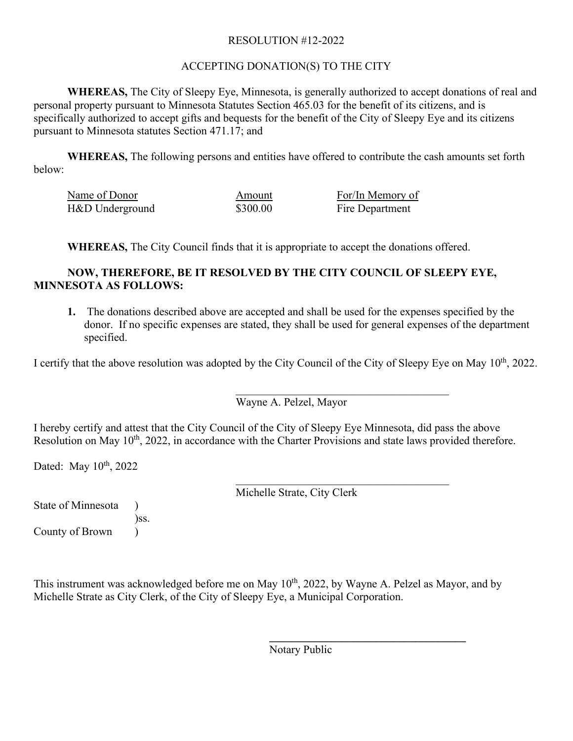RESOLUTION #12-2022

ACCEPTING DONATION(S) TO THE CITY

**WHEREAS,** The City of Sleepy Eye, Minnesota, is generally authorized to accept donations of real and personal property pursuant to Minnesota Statutes Section 465.03 for the benefit of its citizens, and is specifically authorized to accept gifts and bequests for the benefit of the City of Sleepy Eye and its citizens pursuant to Minnesota statutes Section 471.17; and

**WHEREAS,** The following persons and entities have offered to contribute the cash amounts set forth below:

| Name of Donor | Amount | For/In Memory of |
|---|---|---|
| H&D Underground | $300.00 | Fire Department |

**WHEREAS,** The City Council finds that it is appropriate to accept the donations offered.

**NOW, THEREFORE, BE IT RESOLVED BY THE CITY COUNCIL OF SLEEPY EYE, MINNESOTA AS FOLLOWS:**

1. The donations described above are accepted and shall be used for the expenses specified by the donor. If no specific expenses are stated, they shall be used for general expenses of the department specified.

I certify that the above resolution was adopted by the City Council of the City of Sleepy Eye on May 10th, 2022.

\_\_\_\_\_\_\_\_\_\_\_\_\_\_\_\_\_\_\_\_\_\_\_\_\_\_\_\_\_\_\_\_\_\_\_\_\_\_\_\_

Wayne A. Pelzel, Mayor

I hereby certify and attest that the City Council of the City of Sleepy Eye Minnesota, did pass the above Resolution on May 10th, 2022, in accordance with the Charter Provisions and state laws provided therefore.

Dated: May 10th, 2022

\_\_\_\_\_\_\_\_\_\_\_\_\_\_\_\_\_\_\_\_\_\_\_\_\_\_\_\_\_\_\_\_\_\_\_\_\_\_\_\_

Michelle Strate, City Clerk

State of Minnesota )
)ss.
County of Brown )

This instrument was acknowledged before me on May 10th, 2022, by Wayne A. Pelzel as Mayor, and by Michelle Strate as City Clerk, of the City of Sleepy Eye, a Municipal Corporation.

\_\_\_\_\_\_\_\_\_\_\_\_\_\_\_\_\_\_\_\_\_\_\_\_\_\_\_\_\_\_\_\_\_\_\_\_\_\_\_\_

Notary Public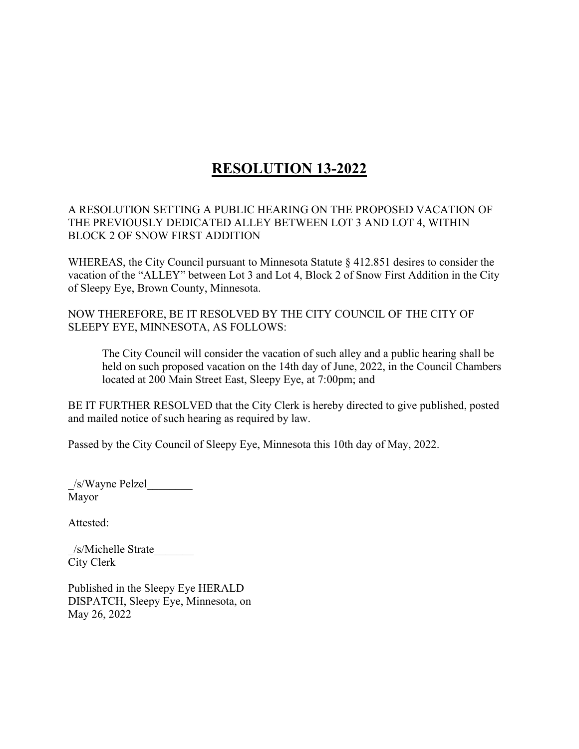# **RESOLUTION 13-2022**

A RESOLUTION SETTING A PUBLIC HEARING ON THE PROPOSED VACATION OF THE PREVIOUSLY DEDICATED ALLEY BETWEEN LOT 3 AND LOT 4, WITHIN BLOCK 2 OF SNOW FIRST ADDITION

WHEREAS, the City Council pursuant to Minnesota Statute § 412.851 desires to consider the vacation of the "ALLEY" between Lot 3 and Lot 4, Block 2 of Snow First Addition in the City of Sleepy Eye, Brown County, Minnesota.

NOW THEREFORE, BE IT RESOLVED BY THE CITY COUNCIL OF THE CITY OF SLEEPY EYE, MINNESOTA, AS FOLLOWS:

> The City Council will consider the vacation of such alley and a public hearing shall be held on such proposed vacation on the 14th day of June, 2022, in the Council Chambers located at 200 Main Street East, Sleepy Eye, at 7:00pm; and

BE IT FURTHER RESOLVED that the City Clerk is hereby directed to give published, posted and mailed notice of such hearing as required by law.

Passed by the City Council of Sleepy Eye, Minnesota this 10th day of May, 2022.

_/s/Wayne Pelzel________
Mayor

Attested:

_/s/Michelle Strate_______
City Clerk

Published in the Sleepy Eye HERALD DISPATCH, Sleepy Eye, Minnesota, on May 26, 2022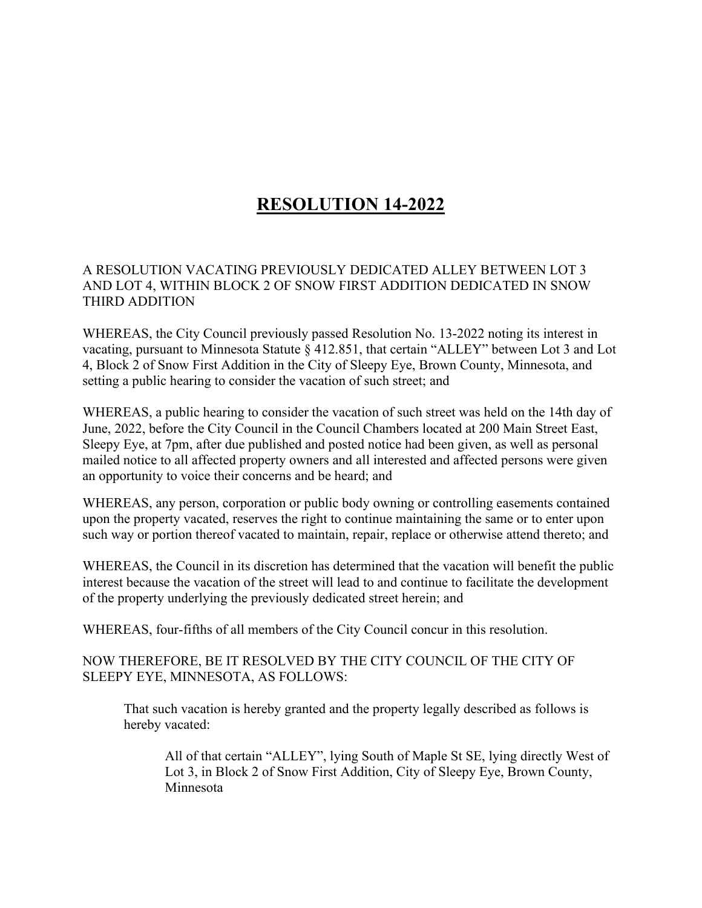# RESOLUTION 14-2022

A RESOLUTION VACATING PREVIOUSLY DEDICATED ALLEY BETWEEN LOT 3 AND LOT 4, WITHIN BLOCK 2 OF SNOW FIRST ADDITION DEDICATED IN SNOW THIRD ADDITION

WHEREAS, the City Council previously passed Resolution No. 13-2022 noting its interest in vacating, pursuant to Minnesota Statute § 412.851, that certain "ALLEY" between Lot 3 and Lot 4, Block 2 of Snow First Addition in the City of Sleepy Eye, Brown County, Minnesota, and setting a public hearing to consider the vacation of such street; and

WHEREAS, a public hearing to consider the vacation of such street was held on the 14th day of June, 2022, before the City Council in the Council Chambers located at 200 Main Street East, Sleepy Eye, at 7pm, after due published and posted notice had been given, as well as personal mailed notice to all affected property owners and all interested and affected persons were given an opportunity to voice their concerns and be heard; and

WHEREAS, any person, corporation or public body owning or controlling easements contained upon the property vacated, reserves the right to continue maintaining the same or to enter upon such way or portion thereof vacated to maintain, repair, replace or otherwise attend thereto; and

WHEREAS, the Council in its discretion has determined that the vacation will benefit the public interest because the vacation of the street will lead to and continue to facilitate the development of the property underlying the previously dedicated street herein; and

WHEREAS, four-fifths of all members of the City Council concur in this resolution.

NOW THEREFORE, BE IT RESOLVED BY THE CITY COUNCIL OF THE CITY OF SLEEPY EYE, MINNESOTA, AS FOLLOWS:

> That such vacation is hereby granted and the property legally described as follows is hereby vacated:
>
> > All of that certain "ALLEY", lying South of Maple St SE, lying directly West of Lot 3, in Block 2 of Snow First Addition, City of Sleepy Eye, Brown County, Minnesota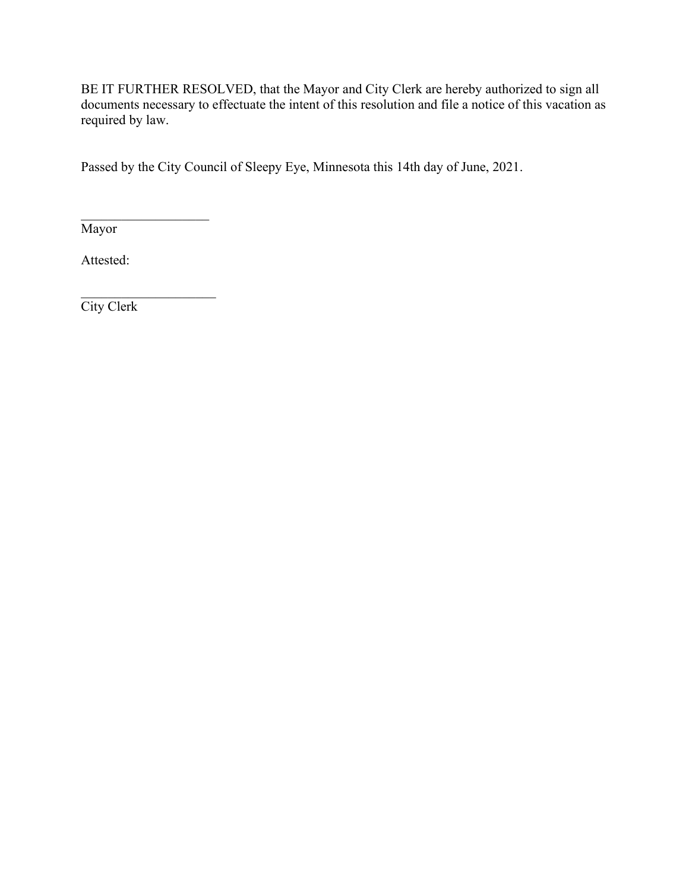BE IT FURTHER RESOLVED, that the Mayor and City Clerk are hereby authorized to sign all documents necessary to effectuate the intent of this resolution and file a notice of this vacation as required by law.

Passed by the City Council of Sleepy Eye, Minnesota this 14th day of June, 2021.

____________________
Mayor

Attested:

_____________________
City Clerk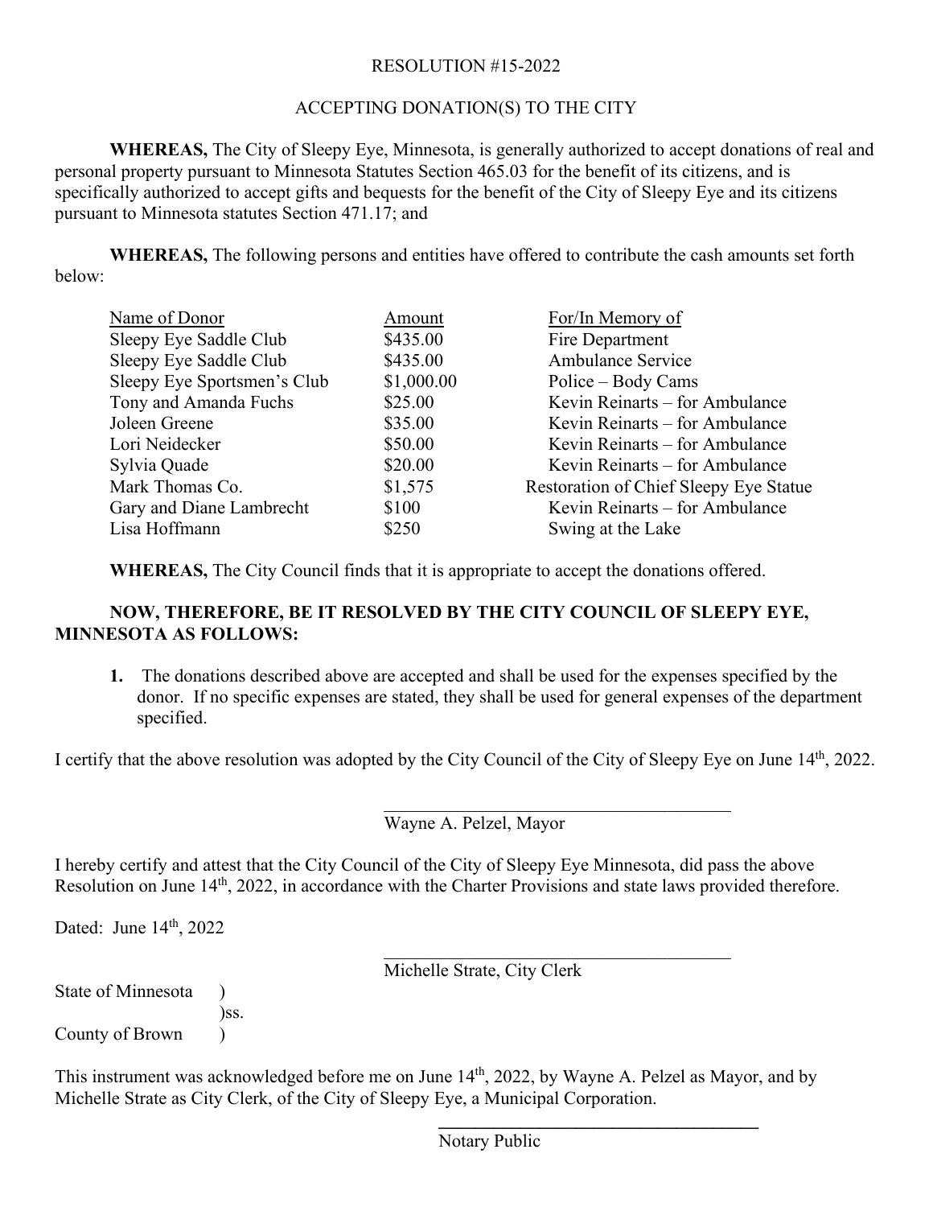RESOLUTION #15-2022

ACCEPTING DONATION(S) TO THE CITY

**WHEREAS,** The City of Sleepy Eye, Minnesota, is generally authorized to accept donations of real and personal property pursuant to Minnesota Statutes Section 465.03 for the benefit of its citizens, and is specifically authorized to accept gifts and bequests for the benefit of the City of Sleepy Eye and its citizens pursuant to Minnesota statutes Section 471.17; and

**WHEREAS,** The following persons and entities have offered to contribute the cash amounts set forth below:

| Name of Donor | Amount | For/In Memory of |
|---|---|---|
| Sleepy Eye Saddle Club | $435.00 | Fire Department |
| Sleepy Eye Saddle Club | $435.00 | Ambulance Service |
| Sleepy Eye Sportsmen's Club | $1,000.00 | Police – Body Cams |
| Tony and Amanda Fuchs | $25.00 | Kevin Reinarts – for Ambulance |
| Joleen Greene | $35.00 | Kevin Reinarts – for Ambulance |
| Lori Neidecker | $50.00 | Kevin Reinarts – for Ambulance |
| Sylvia Quade | $20.00 | Kevin Reinarts – for Ambulance |
| Mark Thomas Co. | $1,575 | Restoration of Chief Sleepy Eye Statue |
| Gary and Diane Lambrecht | $100 | Kevin Reinarts – for Ambulance |
| Lisa Hoffmann | $250 | Swing at the Lake |

**WHEREAS,** The City Council finds that it is appropriate to accept the donations offered.

**NOW, THEREFORE, BE IT RESOLVED BY THE CITY COUNCIL OF SLEEPY EYE, MINNESOTA AS FOLLOWS:**

1. The donations described above are accepted and shall be used for the expenses specified by the donor. If no specific expenses are stated, they shall be used for general expenses of the department specified.

I certify that the above resolution was adopted by the City Council of the City of Sleepy Eye on June 14th, 2022.

\_\_\_\_\_\_\_\_\_\_\_\_\_\_\_\_\_\_\_\_\_\_\_\_\_\_\_\_\_\_\_\_\_\_\_\_\_\_\_

Wayne A. Pelzel, Mayor

I hereby certify and attest that the City Council of the City of Sleepy Eye Minnesota, did pass the above Resolution on June 14th, 2022, in accordance with the Charter Provisions and state laws provided therefore.

Dated: June 14th, 2022

\_\_\_\_\_\_\_\_\_\_\_\_\_\_\_\_\_\_\_\_\_\_\_\_\_\_\_\_\_\_\_\_\_\_\_\_\_\_\_

Michelle Strate, City Clerk

State of Minnesota )
)ss.
County of Brown )

This instrument was acknowledged before me on June 14th, 2022, by Wayne A. Pelzel as Mayor, and by Michelle Strate as City Clerk, of the City of Sleepy Eye, a Municipal Corporation.

\_\_\_\_\_\_\_\_\_\_\_\_\_\_\_\_\_\_\_\_\_\_\_\_\_\_\_\_\_\_\_\_\_\_\_\_\_\_\_

Notary Public